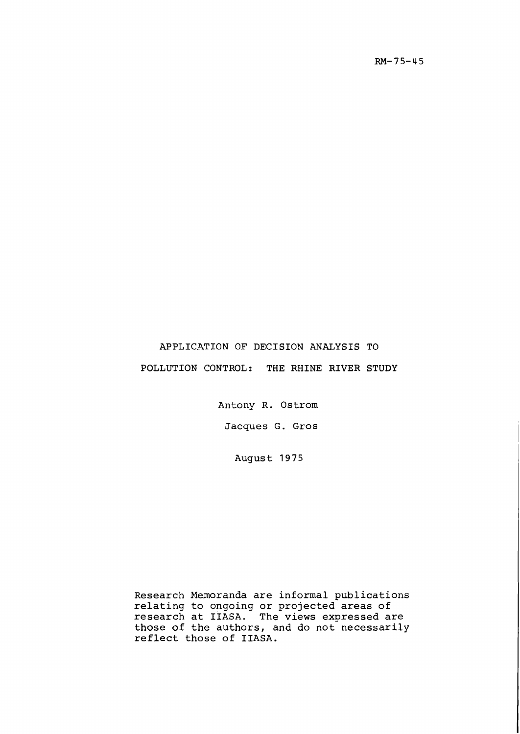RM-75-45

# APPLICATION OF DECISION ANALYSIS TO POLLUTION CONTROL: THE RHINE RIVER STUDY

Antony R. Ostrom

Jacques G. Gros

August 1975

Research Memoranda are informal publications relating to ongoing or projected areas of research at IIASA. The views expressed are those of the authors, and do not necessarily reflect those of IIASA.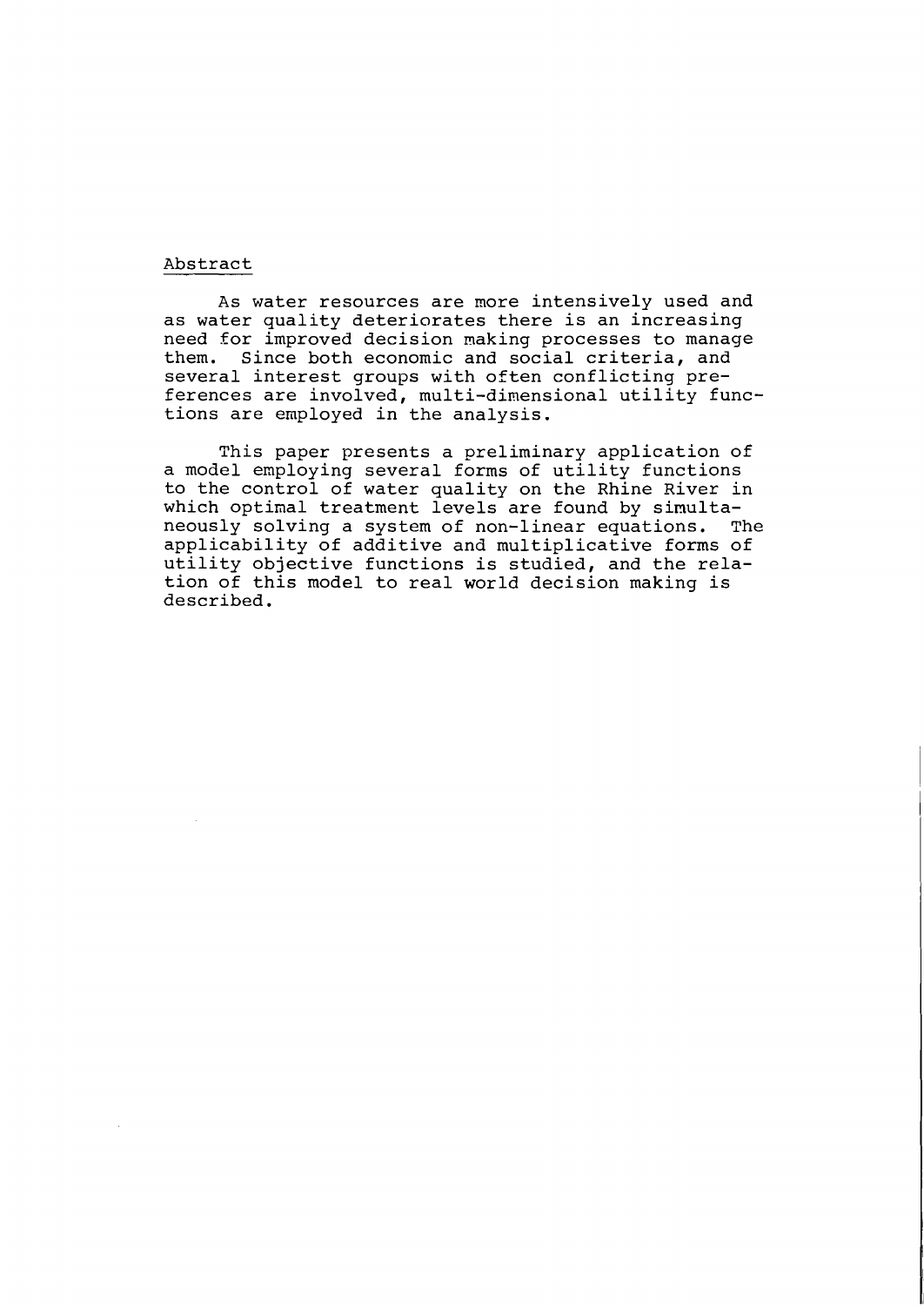## Abstract

As water resources are more intensively used and as water quality deteriorates there is an increasing need for improved decision making processes to manage them. Since both economic and social criteria, and several interest groups with often conflicting preferences are involved, multi-dimensional utility functions are employed in the analysis.

This paper presents a preliminary application of a model employing several forms of utility functions to the control of water quality on the Rhine River in which optimal treatment levels are found by simultaneously solving a system of non-linear equations. The applicability of additive and multiplicative forms of utility objective functions is studied, and the relation of this model to real world decision making is described.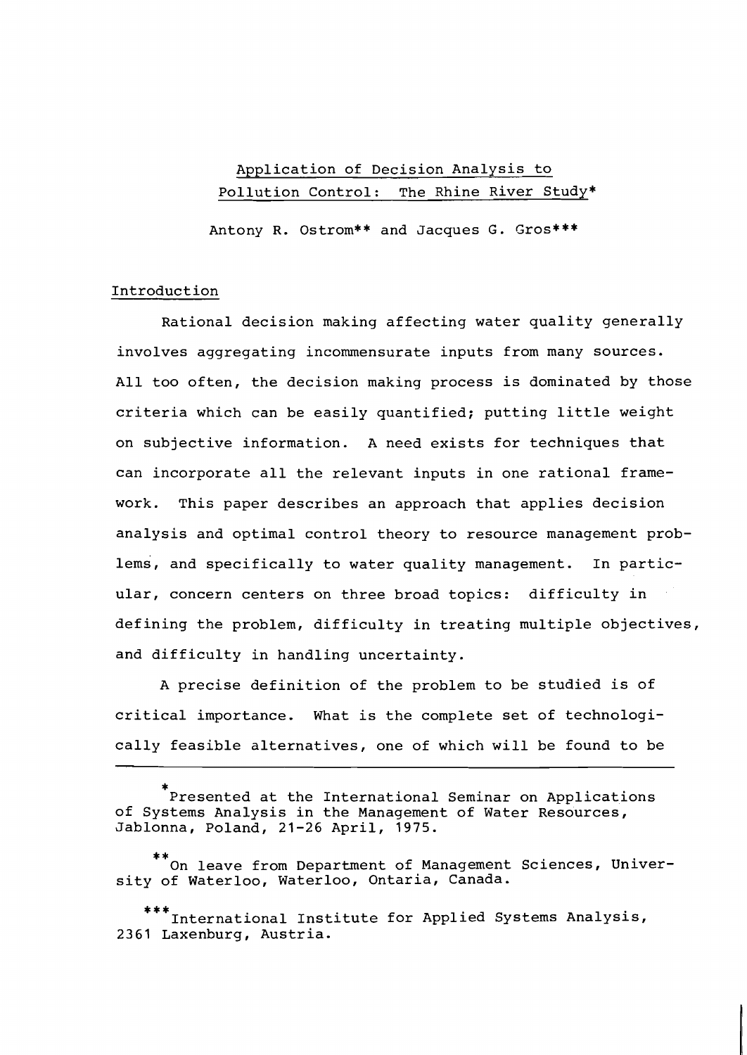# Application of Decision Analysis to Pollution Control: The Rhine River Study*

Antony R. Ostrom** and Jacques G. Gros***

## Introduction

Rational decision making affecting water quality generally involves aggregating incommensurate inputs from many sources. All too often, the decision making process is dominated by those criteria which can be easily quantified; putting little weight on subjective information. A need exists for techniques that can incorporate all the relevant inputs in one rational framework. This paper describes an approach that applies decision analysis and optimal control theory to resource management problems, and specifically to water quality management. In particular, concern centers on three broad topics: difficulty in defining the problem, difficulty in treating multiple objectives, and difficulty in handling uncertainty.

A precise definition of the problem to be studied is of critical importance. What is the complete set of technologically feasible alternatives, one of which will be found to be

---

*Presented at the International Seminar on Applications of Systems Analysis in the Management of Water Resources, Jablonna, Poland, 21-26 April, 1975.

**On leave from Department of Management Sciences, University of Waterloo, Waterloo, Ontaria, Canada.

***International Institute for Applied Systems Analysis, 2361 Laxenburg, Austria.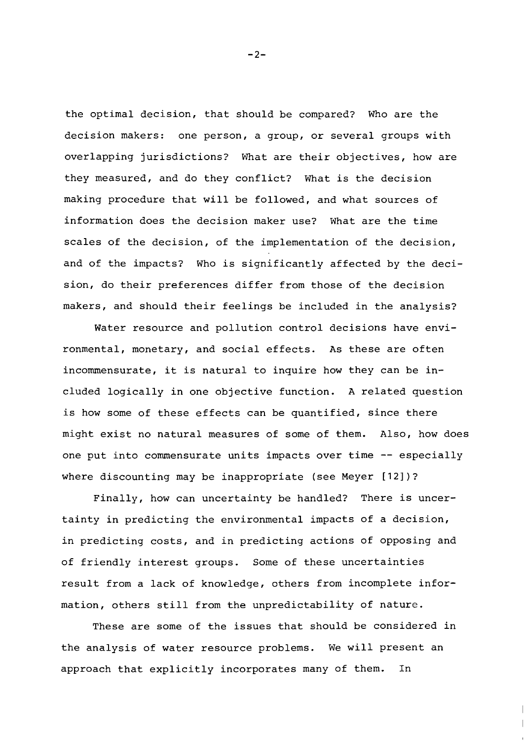the optimal decision, that should be compared? Who are the decision makers: one person, a group, or several groups with overlapping jurisdictions? What are their objectives, how are they measured, and do they conflict? What is the decision making procedure that will be followed, and what sources of information does the decision maker use? What are the time scales of the decision, of the implementation of the decision, and of the impacts? Who is significantly affected by the decision, do their preferences differ from those of the decision makers, and should their feelings be included in the analysis?

Water resource and pollution control decisions have environmental, monetary, and social effects. As these are often incommensurate, it is natural to inquire how they can be included logically in one objective function. A related question is how some of these effects can be quantified, since there might exist no natural measures of some of them. Also, how does one put into commensurate units impacts over time -- especially where discounting may be inappropriate (see Meyer [12])?

Finally, how can uncertainty be handled? There is uncertainty in predicting the environmental impacts of a decision, in predicting costs, and in predicting actions of opposing and of friendly interest groups. Some of these uncertainties result from a lack of knowledge, others from incomplete information, others still from the unpredictability of nature.

These are some of the issues that should be considered in the analysis of water resource problems. We will present an approach that explicitly incorporates many of them. In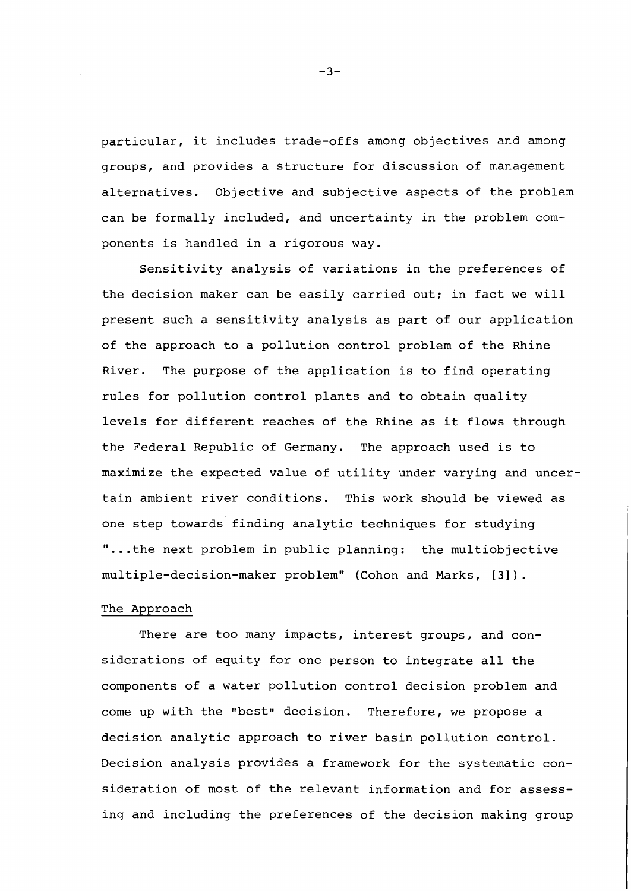particular, it includes trade-offs among objectives and among groups, and provides a structure for discussion of management alternatives. Objective and subjective aspects of the problem can be formally included, and uncertainty in the problem components is handled in a rigorous way.

Sensitivity analysis of variations in the preferences of the decision maker can be easily carried out; in fact we will present such a sensitivity analysis as part of our application of the approach to a pollution control problem of the Rhine River. The purpose of the application is to find operating rules for pollution control plants and to obtain quality levels for different reaches of the Rhine as it flows through the Federal Republic of Germany. The approach used is to maximize the expected value of utility under varying and uncertain ambient river conditions. This work should be viewed as one step towards finding analytic techniques for studying "...the next problem in public planning: the multiobjective multiple-decision-maker problem" (Cohon and Marks, [3]).

## The Approach

There are too many impacts, interest groups, and considerations of equity for one person to integrate all the components of a water pollution control decision problem and come up with the "best" decision. Therefore, we propose a decision analytic approach to river basin pollution control. Decision analysis provides a framework for the systematic consideration of most of the relevant information and for assessing and including the preferences of the decision making group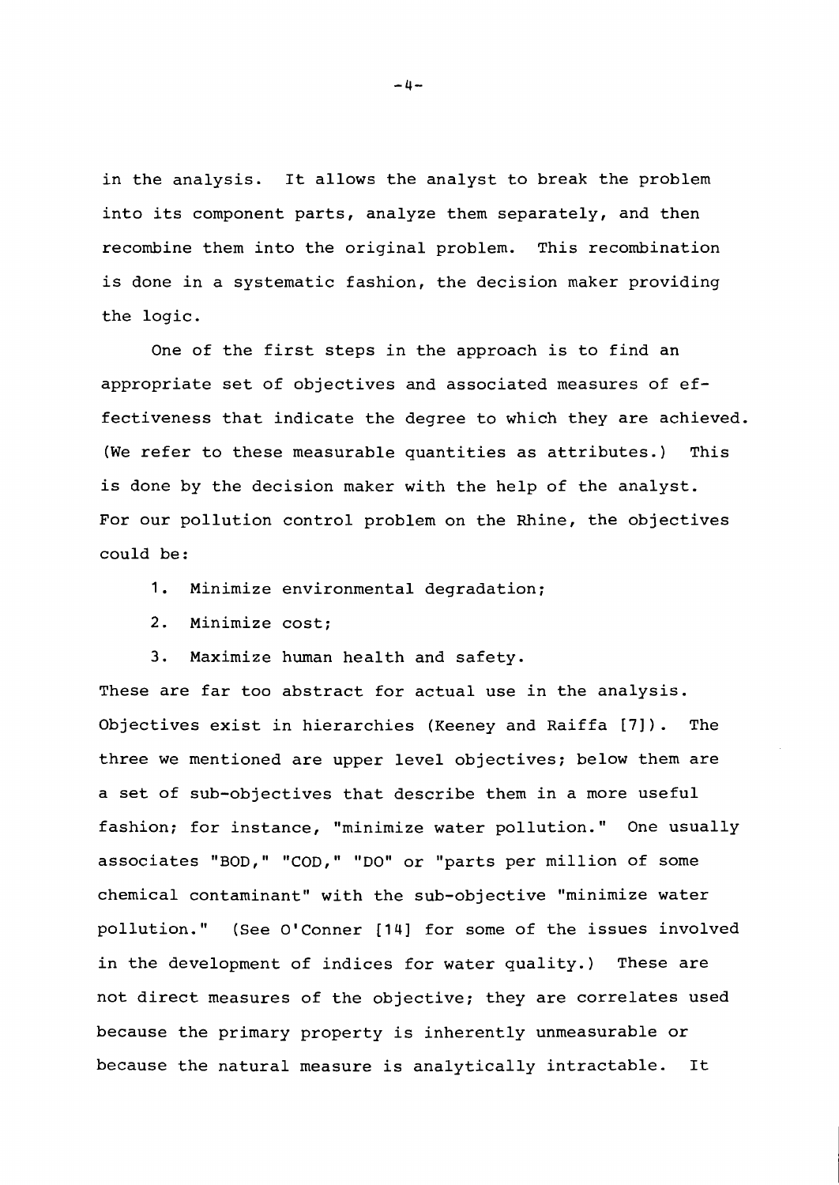in the analysis. It allows the analyst to break the problem into its component parts, analyze them separately, and then recombine them into the original problem. This recombination is done in a systematic fashion, the decision maker providing the logic.

One of the first steps in the approach is to find an appropriate set of objectives and associated measures of effectiveness that indicate the degree to which they are achieved. (We refer to these measurable quantities as attributes.) This is done by the decision maker with the help of the analyst. For our pollution control problem on the Rhine, the objectives could be:

1. Minimize environmental degradation;
2. Minimize cost;
3. Maximize human health and safety.

These are far too abstract for actual use in the analysis. Objectives exist in hierarchies (Keeney and Raiffa [7]). The three we mentioned are upper level objectives; below them are a set of sub-objectives that describe them in a more useful fashion; for instance, "minimize water pollution." One usually associates "BOD," "COD," "DO" or "parts per million of some chemical contaminant" with the sub-objective "minimize water pollution." (See O'Conner [14] for some of the issues involved in the development of indices for water quality.) These are not direct measures of the objective; they are correlates used because the primary property is inherently unmeasurable or because the natural measure is analytically intractable. It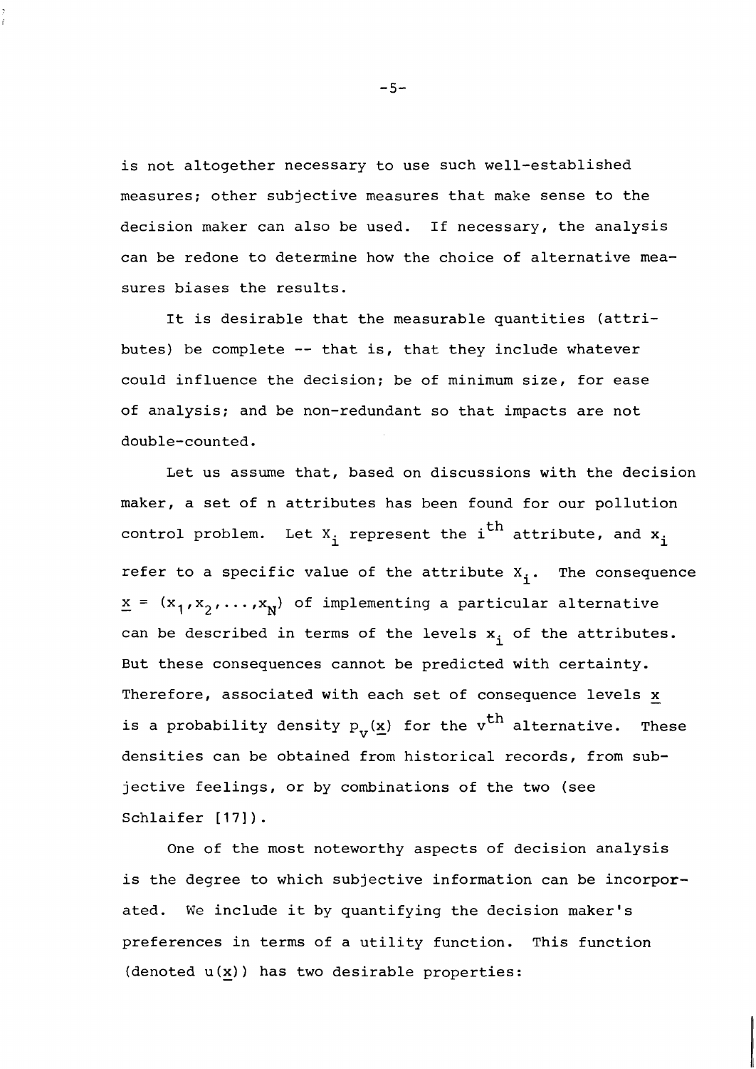is not altogether necessary to use such well-established measures; other subjective measures that make sense to the decision maker can also be used. If necessary, the analysis can be redone to determine how the choice of alternative measures biases the results.

It is desirable that the measurable quantities (attributes) be complete -- that is, that they include whatever could influence the decision; be of minimum size, for ease of analysis; and be non-redundant so that impacts are not double-counted.

Let us assume that, based on discussions with the decision maker, a set of n attributes has been found for our pollution control problem. Let $X_i$ represent the $i^{th}$ attribute, and $x_i$ refer to a specific value of the attribute $X_i$. The consequence $\underline{x} = (x_1, x_2, \ldots, x_N)$ of implementing a particular alternative can be described in terms of the levels $x_i$ of the attributes. But these consequences cannot be predicted with certainty. Therefore, associated with each set of consequence levels $\underline{x}$ is a probability density $p_v(\underline{x})$ for the $v^{th}$ alternative. These densities can be obtained from historical records, from subjective feelings, or by combinations of the two (see Schlaifer [17]).

One of the most noteworthy aspects of decision analysis is the degree to which subjective information can be incorporated. We include it by quantifying the decision maker's preferences in terms of a utility function. This function (denoted $u(\underline{x})$) has two desirable properties: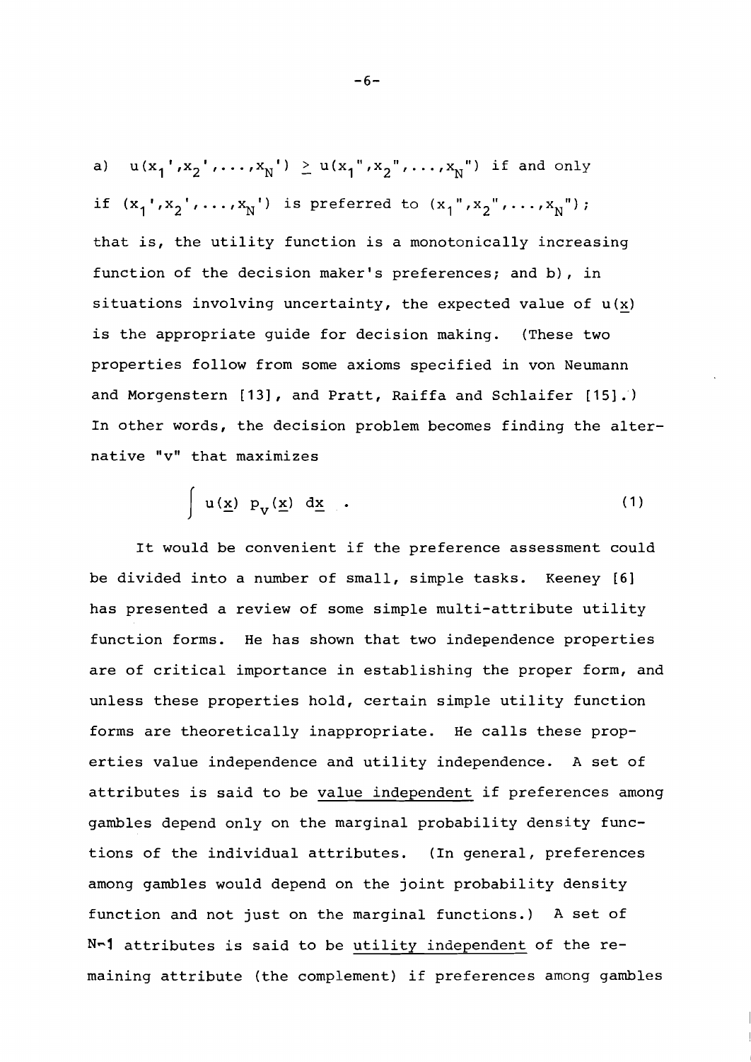a) $u(x_1', x_2', \ldots, x_N') \geq u(x_1'', x_2'', \ldots, x_N'')$ if and only if $(x_1', x_2', \ldots, x_N')$ is preferred to $(x_1'', x_2'', \ldots, x_N'')$; that is, the utility function is a monotonically increasing function of the decision maker's preferences; and b), in situations involving uncertainty, the expected value of $u(\underline{x})$ is the appropriate guide for decision making. (These two properties follow from some axioms specified in von Neumann and Morgenstern [13], and Pratt, Raiffa and Schlaifer [15].) In other words, the decision problem becomes finding the alternative "v" that maximizes

$$\int u(\underline{x}) \; p_v(\underline{x}) \; d\underline{x} \quad . \tag{1}$$

It would be convenient if the preference assessment could be divided into a number of small, simple tasks. Keeney [6] has presented a review of some simple multi-attribute utility function forms. He has shown that two independence properties are of critical importance in establishing the proper form, and unless these properties hold, certain simple utility function forms are theoretically inappropriate. He calls these properties value independence and utility independence. A set of attributes is said to be <u>value independent</u> if preferences among gambles depend only on the marginal probability density functions of the individual attributes. (In general, preferences among gambles would depend on the joint probability density function and not just on the marginal functions.) A set of $N-1$ attributes is said to be <u>utility independent</u> of the remaining attribute (the complement) if preferences among gambles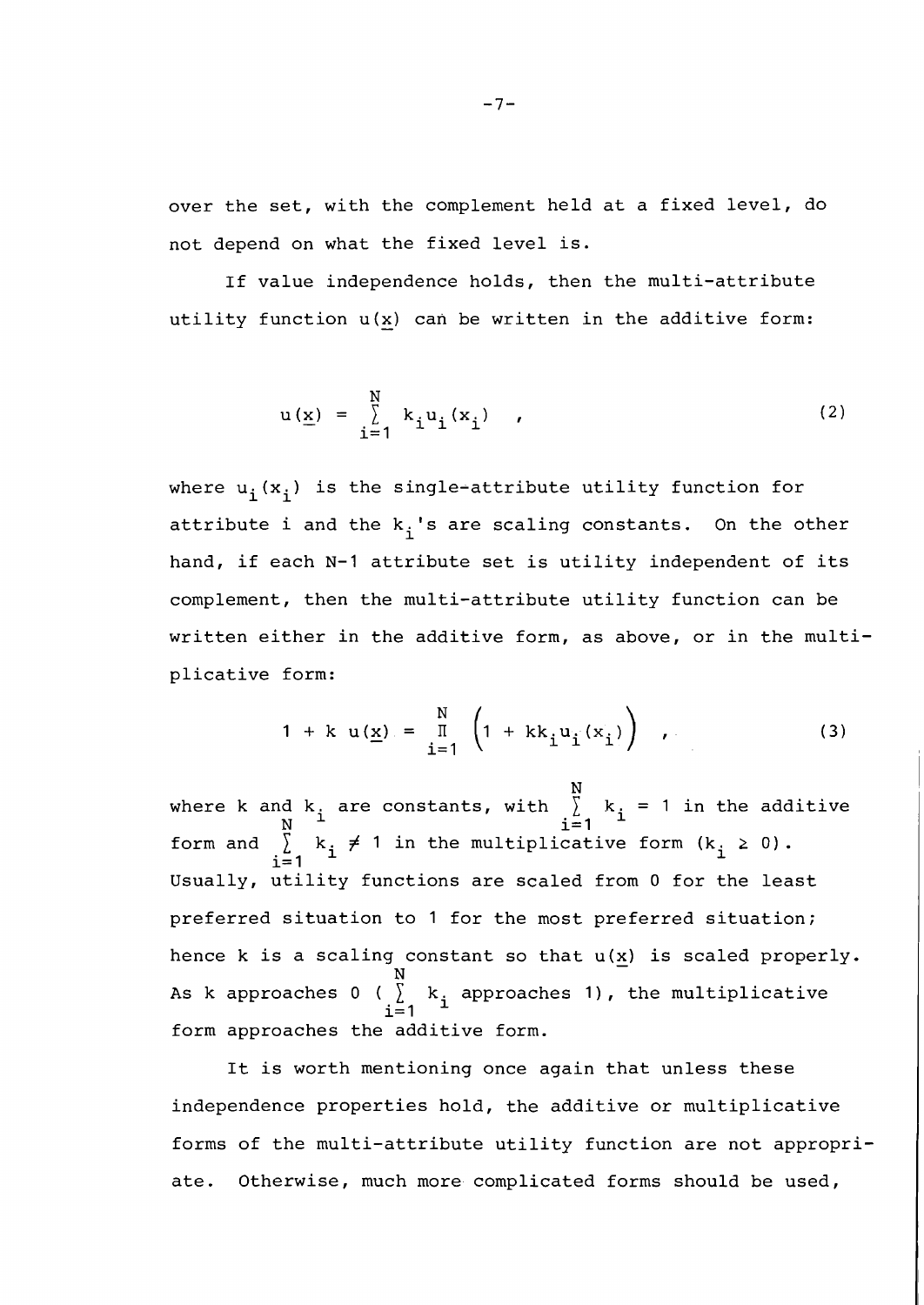over the set, with the complement held at a fixed level, do not depend on what the fixed level is.

If value independence holds, then the multi-attribute utility function $u(\underline{x})$ can be written in the additive form:

$$u(\underline{x}) = \sum_{i=1}^{N} k_i u_i(x_i) \quad , \tag{2}$$

where $u_i(x_i)$ is the single-attribute utility function for attribute i and the $k_i$'s are scaling constants. On the other hand, if each N-1 attribute set is utility independent of its complement, then the multi-attribute utility function can be written either in the additive form, as above, or in the multiplicative form:

$$1 + k\ u(\underline{x}) = \prod_{i=1}^{N} \left(1 + kk_i u_i(x_i)\right) \quad , \tag{3}$$

where k and $k_i$ are constants, with $\sum_{i=1}^{N} k_i = 1$ in the additive form and $\sum_{i=1}^{N} k_i \neq 1$ in the multiplicative form ($k_i \geq 0$). Usually, utility functions are scaled from 0 for the least preferred situation to 1 for the most preferred situation; hence k is a scaling constant so that $u(\underline{x})$ is scaled properly. As k approaches 0 ($\sum_{i=1}^{N} k_i$ approaches 1), the multiplicative form approaches the additive form.

It is worth mentioning once again that unless these independence properties hold, the additive or multiplicative forms of the multi-attribute utility function are not appropriate. Otherwise, much more complicated forms should be used,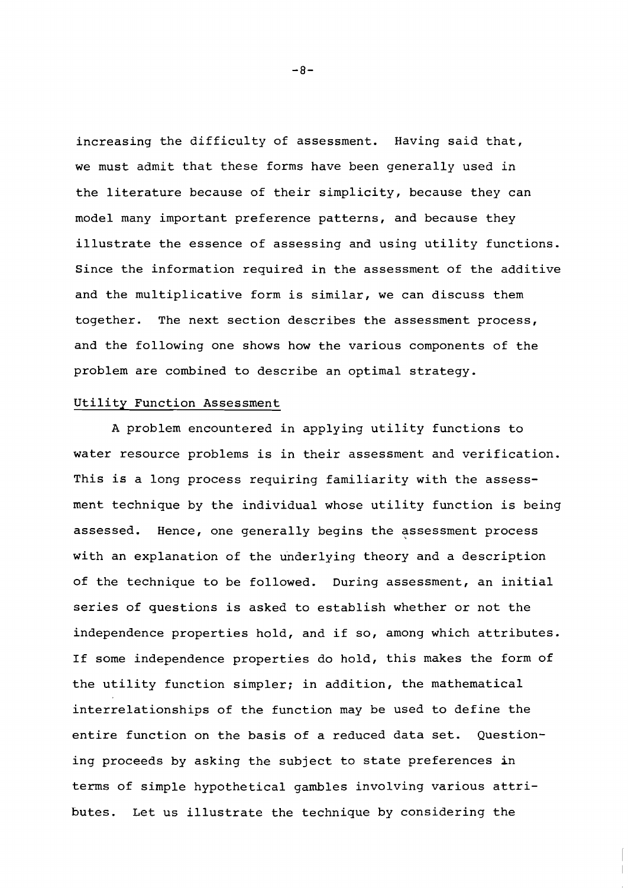increasing the difficulty of assessment. Having said that, we must admit that these forms have been generally used in the literature because of their simplicity, because they can model many important preference patterns, and because they illustrate the essence of assessing and using utility functions. Since the information required in the assessment of the additive and the multiplicative form is similar, we can discuss them together. The next section describes the assessment process, and the following one shows how the various components of the problem are combined to describe an optimal strategy.

## Utility Function Assessment

A problem encountered in applying utility functions to water resource problems is in their assessment and verification. This is a long process requiring familiarity with the assessment technique by the individual whose utility function is being assessed. Hence, one generally begins the assessment process with an explanation of the underlying theory and a description of the technique to be followed. During assessment, an initial series of questions is asked to establish whether or not the independence properties hold, and if so, among which attributes. If some independence properties do hold, this makes the form of the utility function simpler; in addition, the mathematical interrelationships of the function may be used to define the entire function on the basis of a reduced data set. Questioning proceeds by asking the subject to state preferences in terms of simple hypothetical gambles involving various attributes. Let us illustrate the technique by considering the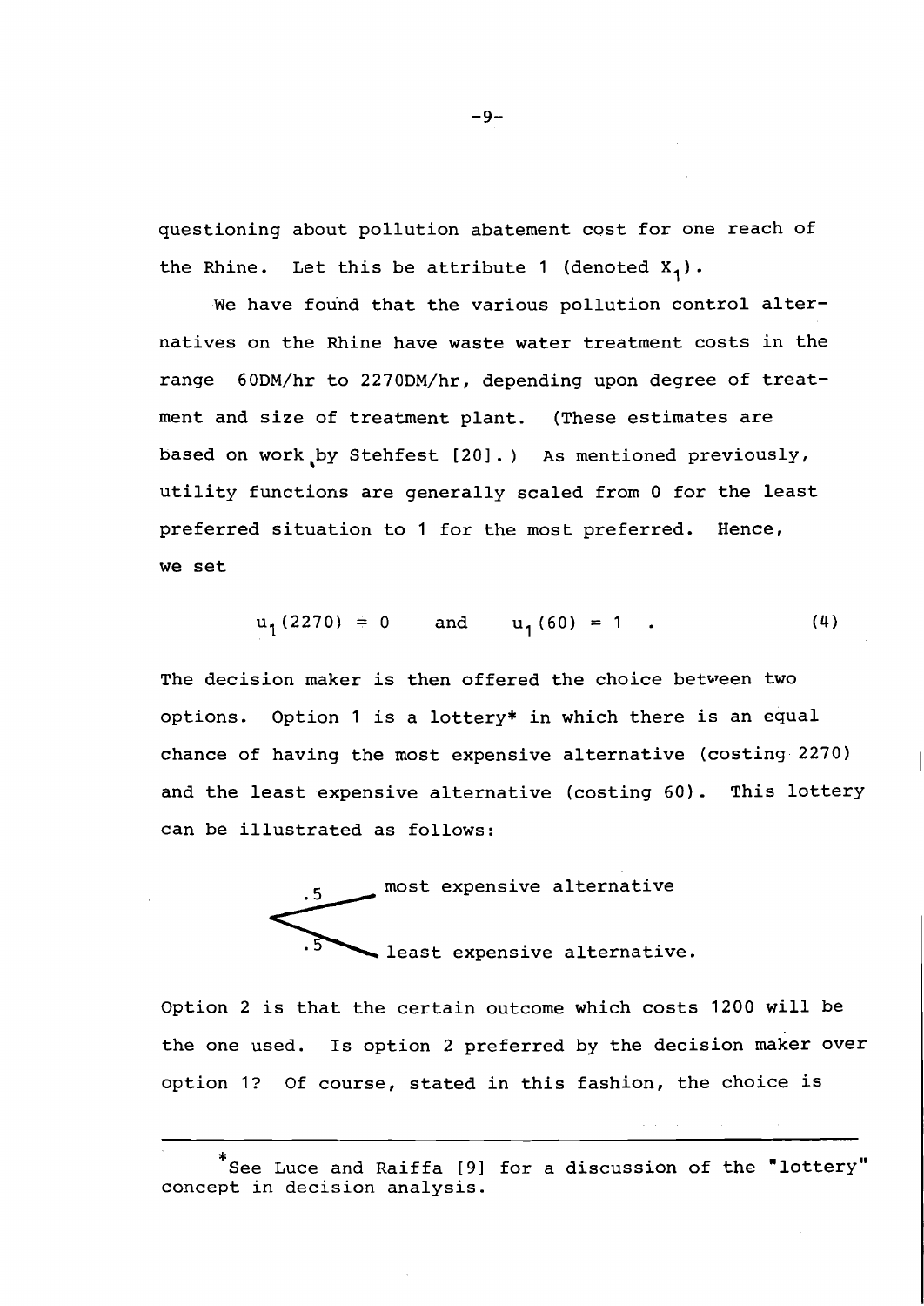questioning about pollution abatement cost for one reach of the Rhine. Let this be attribute 1 (denoted $X_1$).

We have found that the various pollution control alternatives on the Rhine have waste water treatment costs in the range 60DM/hr to 2270DM/hr, depending upon degree of treatment and size of treatment plant. (These estimates are based on work by Stehfest [20].) As mentioned previously, utility functions are generally scaled from 0 for the least preferred situation to 1 for the most preferred. Hence, we set

$$u_1(2270) = 0 \quad \text{and} \quad u_1(60) = 1 \quad . \tag{4}$$

The decision maker is then offered the choice between two options. Option 1 is a lottery* in which there is an equal chance of having the most expensive alternative (costing 2270) and the least expensive alternative (costing 60). This lottery can be illustrated as follows:

```
      .5 ____ most expensive alternative
   <
      .5 ____ least expensive alternative.
```

Option 2 is that the certain outcome which costs 1200 will be the one used. Is option 2 preferred by the decision maker over option 1? Of course, stated in this fashion, the choice is

---

*See Luce and Raiffa [9] for a discussion of the "lottery" concept in decision analysis.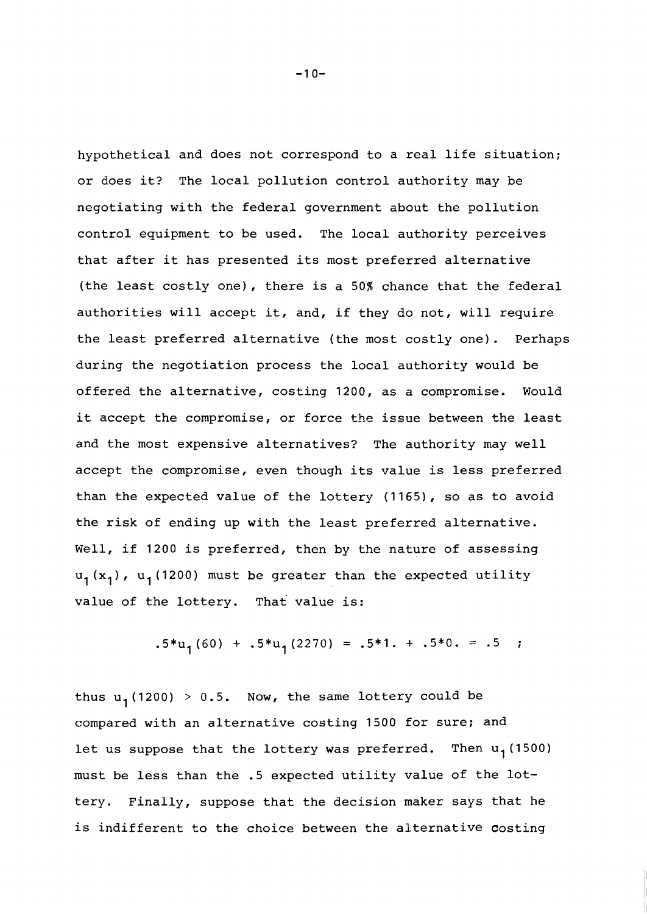hypothetical and does not correspond to a real life situation; or does it? The local pollution control authority may be negotiating with the federal government about the pollution control equipment to be used. The local authority perceives that after it has presented its most preferred alternative (the least costly one), there is a 50% chance that the federal authorities will accept it, and, if they do not, will require the least preferred alternative (the most costly one). Perhaps during the negotiation process the local authority would be offered the alternative, costing 1200, as a compromise. Would it accept the compromise, or force the issue between the least and the most expensive alternatives? The authority may well accept the compromise, even though its value is less preferred than the expected value of the lottery (1165), so as to avoid the risk of ending up with the least preferred alternative. Well, if 1200 is preferred, then by the nature of assessing $u_1(x_1)$, $u_1(1200)$ must be greater than the expected utility value of the lottery. That value is:

$$.5*u_1(60) + .5*u_1(2270) = .5*1. + .5*0. = .5 \quad ;$$

thus $u_1(1200) > 0.5$. Now, the same lottery could be compared with an alternative costing 1500 for sure; and let us suppose that the lottery was preferred. Then $u_1(1500)$ must be less than the .5 expected utility value of the lottery. Finally, suppose that the decision maker says that he is indifferent to the choice between the alternative costing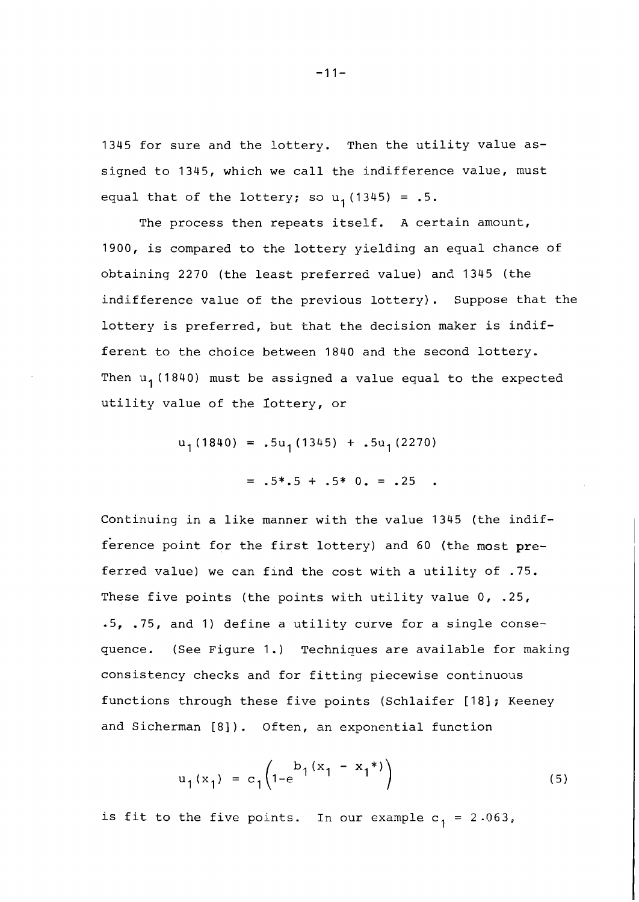1345 for sure and the lottery. Then the utility value assigned to 1345, which we call the indifference value, must equal that of the lottery; so $u_1(1345) = .5$.

The process then repeats itself. A certain amount, 1900, is compared to the lottery yielding an equal chance of obtaining 2270 (the least preferred value) and 1345 (the indifference value of the previous lottery). Suppose that the lottery is preferred, but that the decision maker is indifferent to the choice between 1840 and the second lottery. Then $u_1(1840)$ must be assigned a value equal to the expected utility value of the lottery, or

$$u_1(1840) = .5u_1(1345) + .5u_1(2270)$$

$$= .5*.5 + .5*\ 0. = .25 \quad .$$

Continuing in a like manner with the value 1345 (the indifference point for the first lottery) and 60 (the most preferred value) we can find the cost with a utility of .75. These five points (the points with utility value 0, .25, .5, .75, and 1) define a utility curve for a single consequence. (See Figure 1.) Techniques are available for making consistency checks and for fitting piecewise continuous functions through these five points (Schlaifer [18]; Keeney and Sicherman [8]). Often, an exponential function

$$u_1(x_1) = c_1\left(1-e^{b_1(x_1 - x_1^*)}\right) \tag{5}$$

is fit to the five points. In our example $c_1 = 2.063$,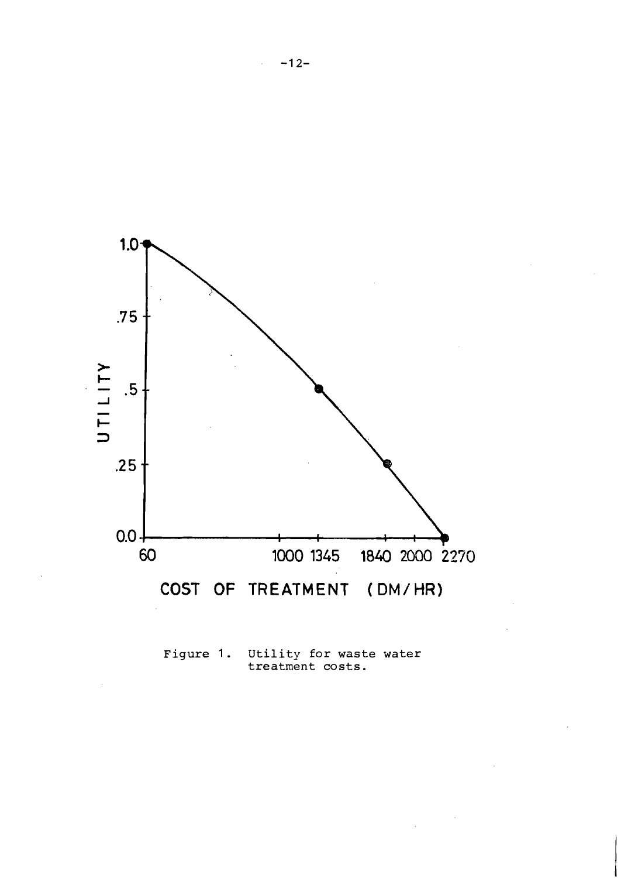Figure 1. Utility for waste water treatment costs.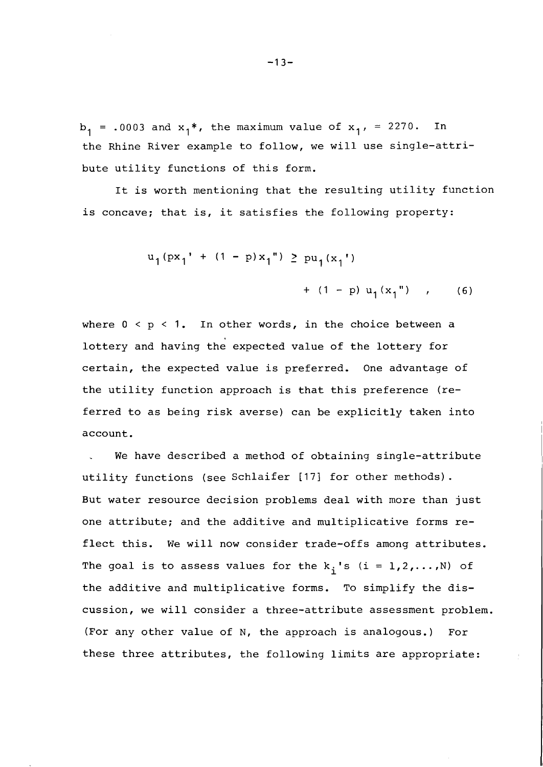$b_1 = .0003$ and $x_1^*$, the maximum value of $x_1$, $= 2270$. In the Rhine River example to follow, we will use single-attribute utility functions of this form.

It is worth mentioning that the resulting utility function is concave; that is, it satisfies the following property:

$$u_1(px_1' + (1 - p)x_1'') \geq pu_1(x_1') + (1 - p)\, u_1(x_1'') \quad , \qquad (6)$$

where $0 < p < 1$. In other words, in the choice between a lottery and having the expected value of the lottery for certain, the expected value is preferred. One advantage of the utility function approach is that this preference (referred to as being risk averse) can be explicitly taken into account.

We have described a method of obtaining single-attribute utility functions (see Schlaifer [17] for other methods). But water resource decision problems deal with more than just one attribute; and the additive and multiplicative forms reflect this. We will now consider trade-offs among attributes. The goal is to assess values for the $k_i$'s $(i = 1,2,\ldots,N)$ of the additive and multiplicative forms. To simplify the discussion, we will consider a three-attribute assessment problem. (For any other value of N, the approach is analogous.) For these three attributes, the following limits are appropriate: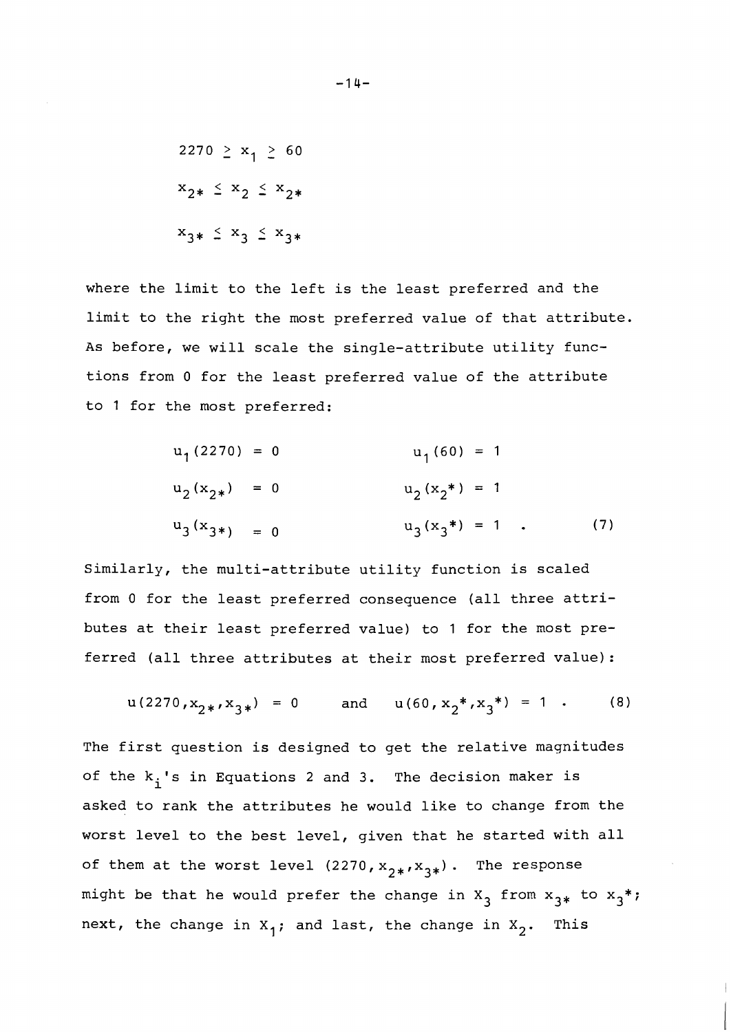$$2270 \geq x_1 \geq 60$$

$$x_{2*} \leq x_2 \leq x_{2*}$$

$$x_{3*} \leq x_3 \leq x_{3*}$$

where the limit to the left is the least preferred and the limit to the right the most preferred value of that attribute. As before, we will scale the single-attribute utility functions from 0 for the least preferred value of the attribute to 1 for the most preferred:

$$\begin{aligned} u_1(2270) &= 0 \qquad & u_1(60) &= 1 \\ u_2(x_{2*}) &= 0 \qquad & u_2(x_2^*) &= 1 \\ u_3(x_{3*}) &= 0 \qquad & u_3(x_3^*) &= 1 \quad . \end{aligned} \tag{7}$$

Similarly, the multi-attribute utility function is scaled from 0 for the least preferred consequence (all three attributes at their least preferred value) to 1 for the most preferred (all three attributes at their most preferred value):

$$u(2270, x_{2*}, x_{3*}) = 0 \qquad \text{and} \qquad u(60, x_2^*, x_3^*) = 1 \quad . \tag{8}$$

The first question is designed to get the relative magnitudes of the $k_i$'s in Equations 2 and 3. The decision maker is asked to rank the attributes he would like to change from the worst level to the best level, given that he started with all of them at the worst level $(2270, x_{2*}, x_{3*})$. The response might be that he would prefer the change in $X_3$ from $x_{3*}$ to $x_3^*$; next, the change in $X_1$; and last, the change in $X_2$. This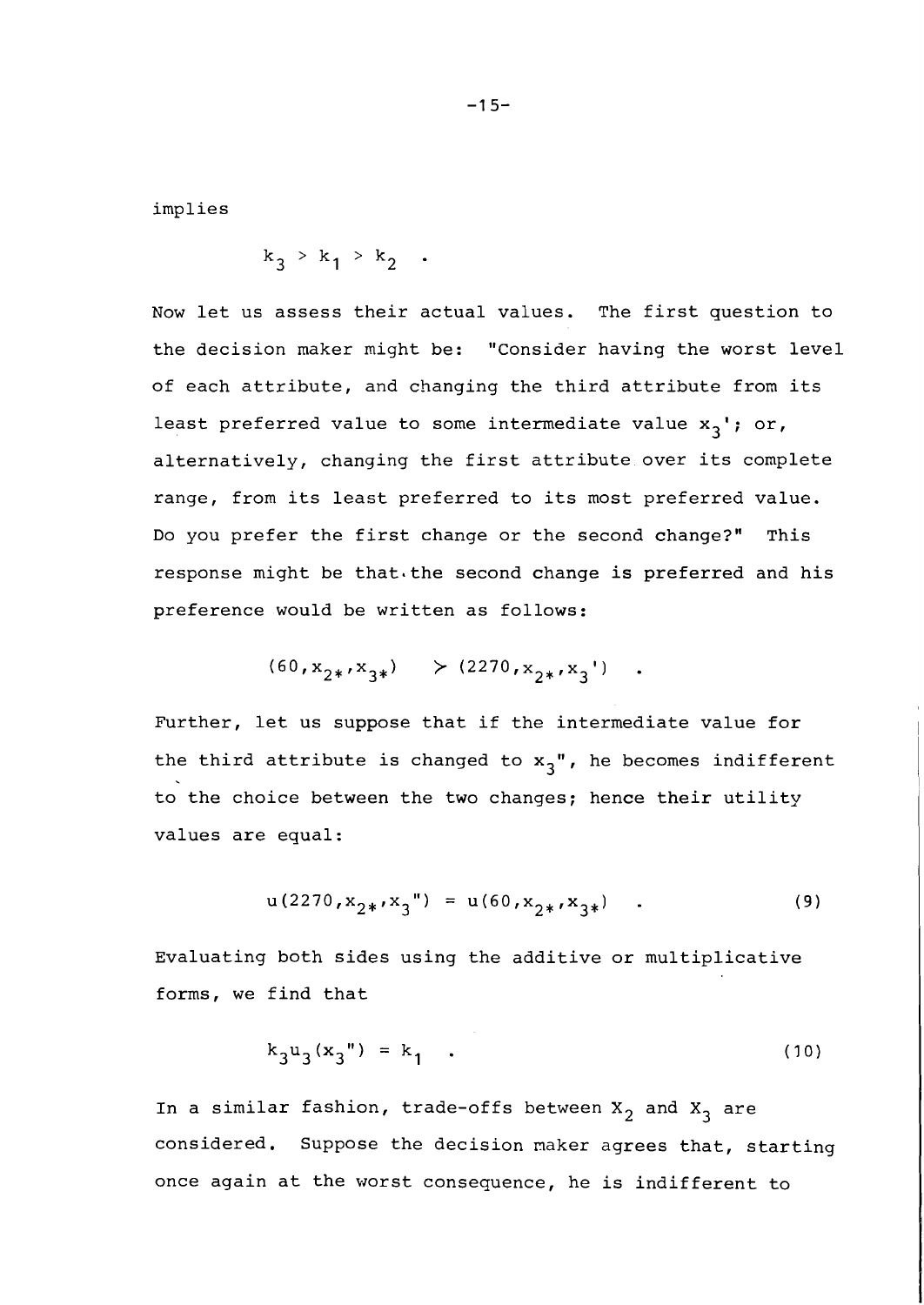implies

$$k_3 > k_1 > k_2 \quad .$$

Now let us assess their actual values. The first question to the decision maker might be: "Consider having the worst level of each attribute, and changing the third attribute from its least preferred value to some intermediate value $x_3'$; or, alternatively, changing the first attribute over its complete range, from its least preferred to its most preferred value. Do you prefer the first change or the second change?" This response might be that the second change is preferred and his preference would be written as follows:

$$(60, x_{2*}, x_{3*}) \succ (2270, x_{2*}, x_3') \quad .$$

Further, let us suppose that if the intermediate value for the third attribute is changed to $x_3''$, he becomes indifferent to the choice between the two changes; hence their utility values are equal:

$$u(2270, x_{2*}, x_3'') = u(60, x_{2*}, x_{3*}) \quad . \tag{9}$$

Evaluating both sides using the additive or multiplicative forms, we find that

$$k_3 u_3(x_3'') = k_1 \quad . \tag{10}$$

In a similar fashion, trade-offs between $X_2$ and $X_3$ are considered. Suppose the decision maker agrees that, starting once again at the worst consequence, he is indifferent to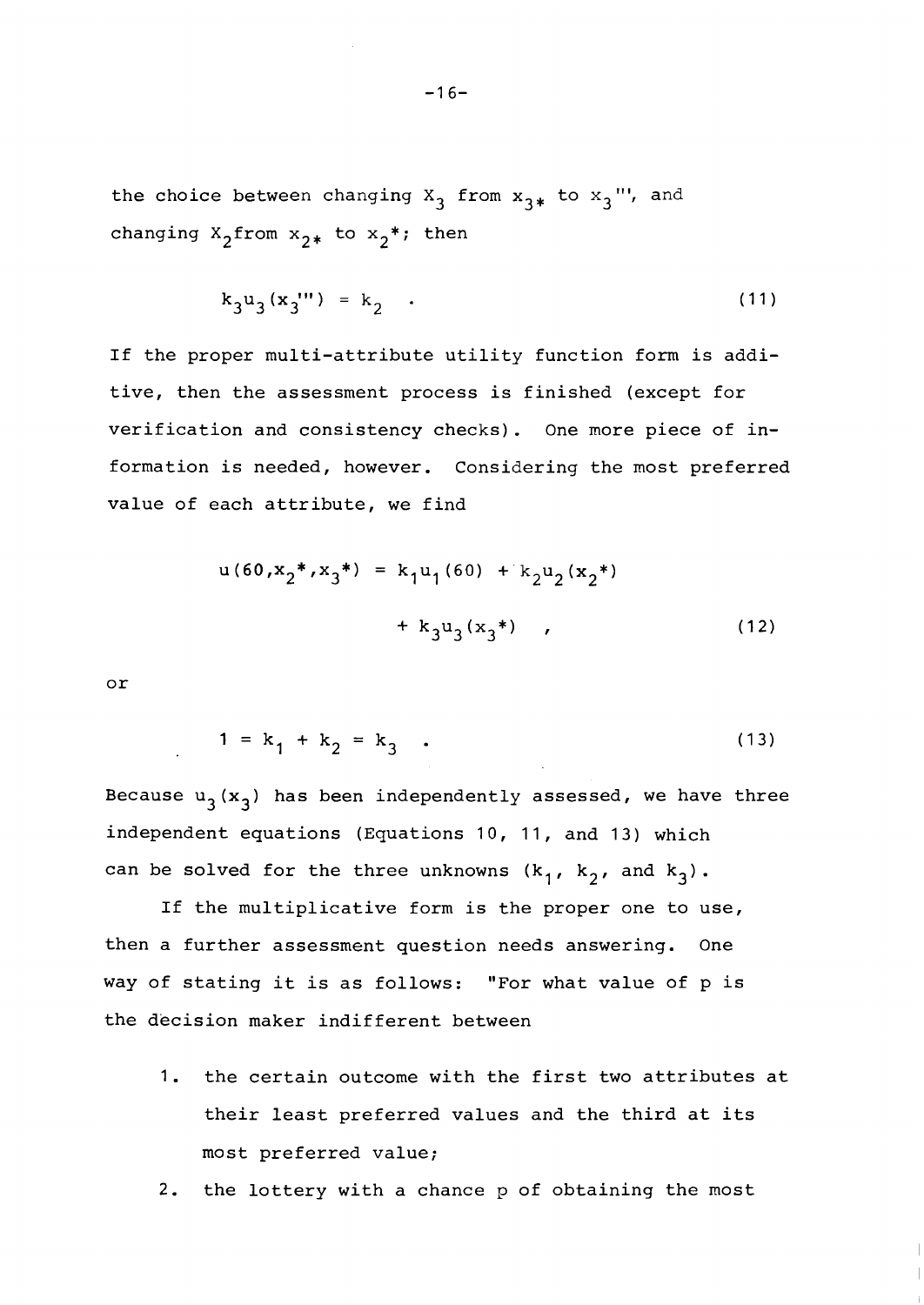the choice between changing $X_3$ from $x_{3*}$ to $x_3'''$, and changing $X_2$ from $x_{2*}$ to $x_2^*$; then

$$k_3 u_3(x_3''') = k_2 \quad . \tag{11}$$

If the proper multi-attribute utility function form is additive, then the assessment process is finished (except for verification and consistency checks). One more piece of information is needed, however. Considering the most preferred value of each attribute, we find

$$u(60, x_2^*, x_3^*) = k_1 u_1(60) + k_2 u_2(x_2^*) + k_3 u_3(x_3^*) \quad , \tag{12}$$

or

$$1 = k_1 + k_2 = k_3 \quad . \tag{13}$$

Because $u_3(x_3)$ has been independently assessed, we have three independent equations (Equations 10, 11, and 13) which can be solved for the three unknowns ($k_1$, $k_2$, and $k_3$).

If the multiplicative form is the proper one to use, then a further assessment question needs answering. One way of stating it is as follows: "For what value of p is the decision maker indifferent between

1. the certain outcome with the first two attributes at their least preferred values and the third at its most preferred value;
2. the lottery with a chance p of obtaining the most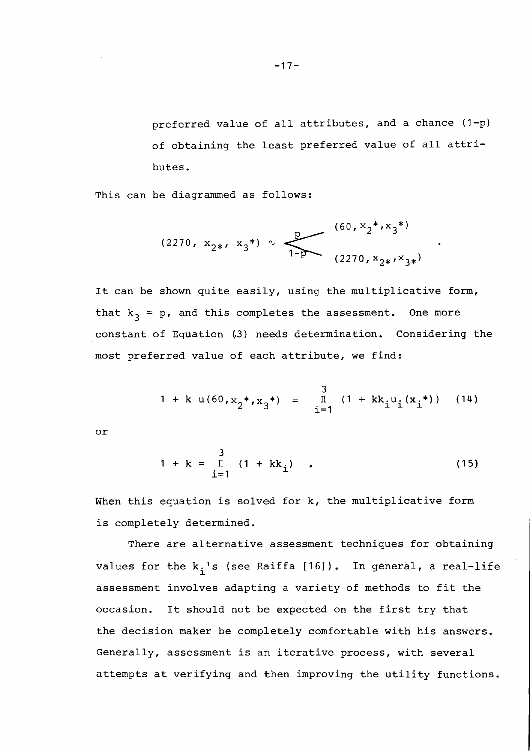preferred value of all attributes, and a chance $(1-p)$ of obtaining the least preferred value of all attributes.

This can be diagrammed as follows:

$$(2270,\, x_{2*},\, x_3^*) \sim \begin{cases} p & (60, x_2^*, x_3^*) \\ 1-p & (2270, x_{2*}, x_{3*}) \end{cases} .$$

It can be shown quite easily, using the multiplicative form, that $k_3 = p$, and this completes the assessment. One more constant of Equation (3) needs determination. Considering the most preferred value of each attribute, we find:

$$1 + k\, u(60, x_2^*, x_3^*) = \prod_{i=1}^{3} (1 + kk_i u_i(x_i^*)) \quad (14)$$

or

$$1 + k = \prod_{i=1}^{3} (1 + kk_i) \quad . \quad (15)$$

When this equation is solved for k, the multiplicative form is completely determined.

There are alternative assessment techniques for obtaining values for the $k_i$'s (see Raiffa [16]). In general, a real-life assessment involves adapting a variety of methods to fit the occasion. It should not be expected on the first try that the decision maker be completely comfortable with his answers. Generally, assessment is an iterative process, with several attempts at verifying and then improving the utility functions.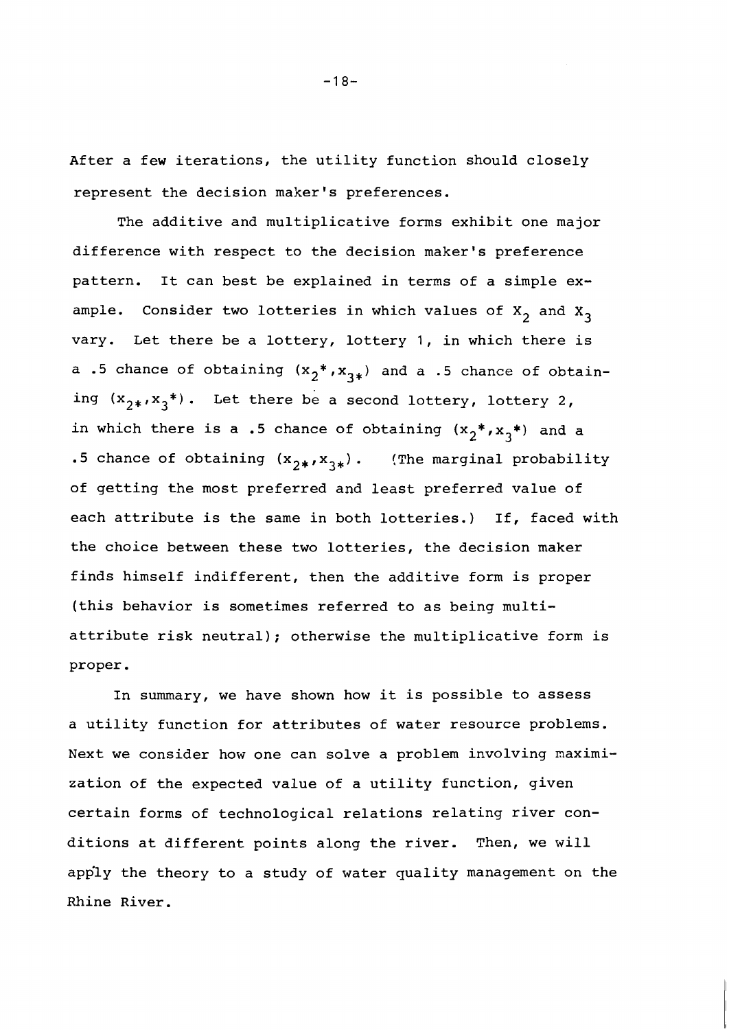After a few iterations, the utility function should closely represent the decision maker's preferences.

The additive and multiplicative forms exhibit one major difference with respect to the decision maker's preference pattern. It can best be explained in terms of a simple example. Consider two lotteries in which values of $X_2$ and $X_3$ vary. Let there be a lottery, lottery 1, in which there is a .5 chance of obtaining $(x_2^*, x_{3*})$ and a .5 chance of obtaining $(x_{2*}, x_3^*)$. Let there be a second lottery, lottery 2, in which there is a .5 chance of obtaining $(x_2^*, x_3^*)$ and a .5 chance of obtaining $(x_{2*}, x_{3*})$. (The marginal probability of getting the most preferred and least preferred value of each attribute is the same in both lotteries.) If, faced with the choice between these two lotteries, the decision maker finds himself indifferent, then the additive form is proper (this behavior is sometimes referred to as being multiattribute risk neutral); otherwise the multiplicative form is proper.

In summary, we have shown how it is possible to assess a utility function for attributes of water resource problems. Next we consider how one can solve a problem involving maximization of the expected value of a utility function, given certain forms of technological relations relating river conditions at different points along the river. Then, we will apply the theory to a study of water quality management on the Rhine River.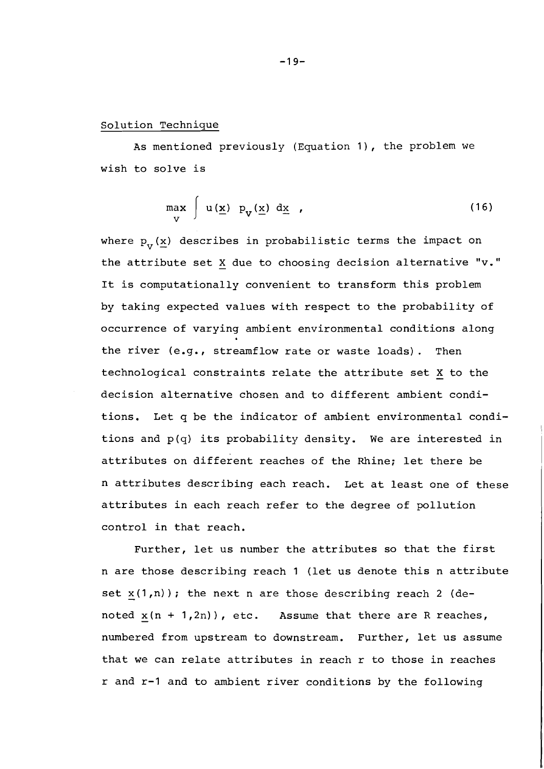## Solution Technique

As mentioned previously (Equation 1), the problem we wish to solve is

$$\max_{v} \int u(\underline{x})\ p_v(\underline{x})\ d\underline{x}\ , \tag{16}$$

where $p_v(\underline{x})$ describes in probabilistic terms the impact on the attribute set $\underline{X}$ due to choosing decision alternative "v." It is computationally convenient to transform this problem by taking expected values with respect to the probability of occurrence of varying ambient environmental conditions along the river (e.g., streamflow rate or waste loads). Then technological constraints relate the attribute set $\underline{X}$ to the decision alternative chosen and to different ambient conditions. Let q be the indicator of ambient environmental conditions and p(q) its probability density. We are interested in attributes on different reaches of the Rhine; let there be n attributes describing each reach. Let at least one of these attributes in each reach refer to the degree of pollution control in that reach.

Further, let us number the attributes so that the first n are those describing reach 1 (let us denote this n attribute set $\underline{x}(1,n)$); the next n are those describing reach 2 (denoted $\underline{x}(n + 1,2n)$), etc. Assume that there are R reaches, numbered from upstream to downstream. Further, let us assume that we can relate attributes in reach r to those in reaches r and r-1 and to ambient river conditions by the following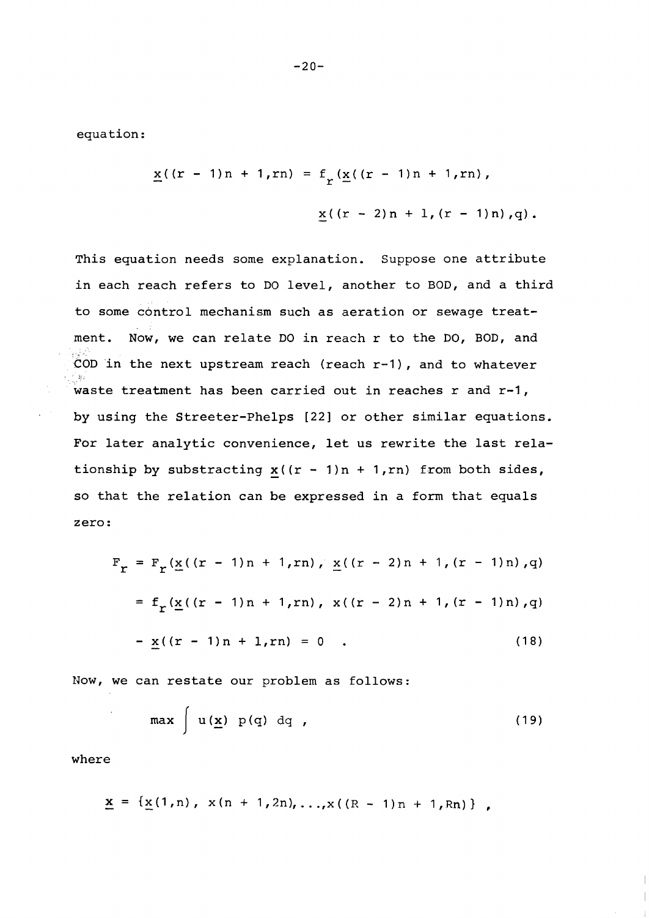equation:

$$\underline{x}((r-1)n+1,rn) = f_r(\underline{x}((r-1)n+1,rn),$$

$$\underline{x}((r-2)n+1,(r-1)n),q) .$$

This equation needs some explanation. Suppose one attribute in each reach refers to DO level, another to BOD, and a third to some control mechanism such as aeration or sewage treatment. Now, we can relate DO in reach r to the DO, BOD, and COD in the next upstream reach (reach r-1), and to whatever waste treatment has been carried out in reaches r and r-1, by using the Streeter-Phelps [22] or other similar equations. For later analytic convenience, let us rewrite the last relationship by substracting $\underline{x}((r-1)n+1,rn)$ from both sides, so that the relation can be expressed in a form that equals zero:

$$\begin{aligned} F_r &= F_r(\underline{x}((r-1)n+1,rn), \underline{x}((r-2)n+1,(r-1)n),q) \\ &= f_r(\underline{x}((r-1)n+1,rn), x((r-2)n+1,(r-1)n),q) \\ &- \underline{x}((r-1)n+1,rn) = 0 \quad . \end{aligned} \tag{18}$$

Now, we can restate our problem as follows:

$$\max \int u(\underline{x})\ p(q)\ dq \ , \tag{19}$$

where

$$\underline{x} = \{\underline{x}(1,n),\ x(n+1,2n),\ldots,x((R-1)n+1,Rn)\} \ ,$$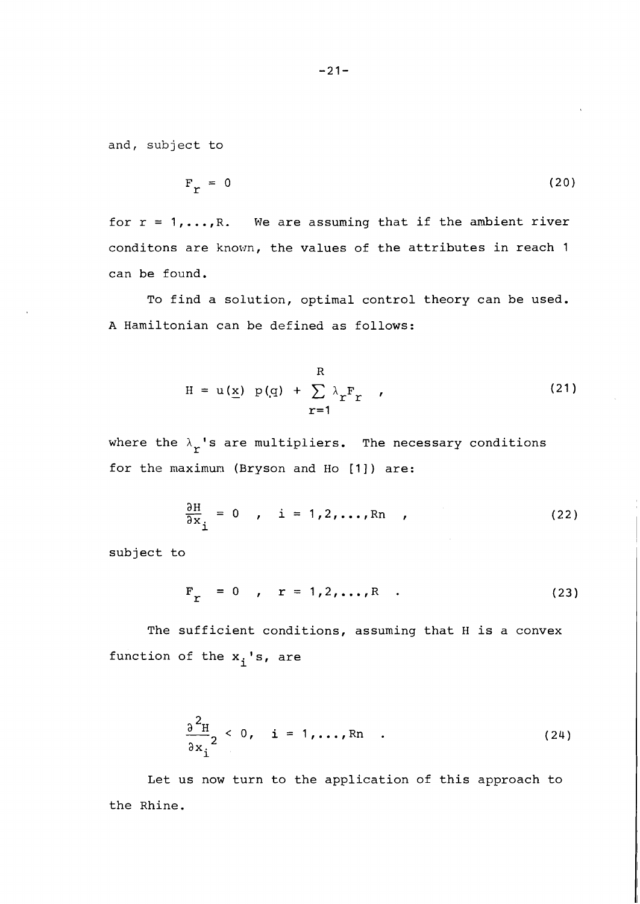and, subject to

$$F_r = 0 \tag{20}$$

for $r = 1,\ldots,R$. We are assuming that if the ambient river conditons are known, the values of the attributes in reach 1 can be found.

To find a solution, optimal control theory can be used. A Hamiltonian can be defined as follows:

$$H = u(\underline{x})\ p(q) + \sum_{r=1}^{R} \lambda_r F_r \quad , \tag{21}$$

where the $\lambda_r$'s are multipliers. The necessary conditions for the maximum (Bryson and Ho [1]) are:

$$\frac{\partial H}{\partial x_i} = 0 \quad , \quad i = 1,2,\ldots,Rn \quad , \tag{22}$$

subject to

$$F_r = 0 \quad , \quad r = 1,2,\ldots,R \quad . \tag{23}$$

The sufficient conditions, assuming that H is a convex function of the $x_i$'s, are

$$\frac{\partial^2 H}{\partial x_i^2} < 0, \quad i = 1,\ldots,Rn \quad . \tag{24}$$

Let us now turn to the application of this approach to the Rhine.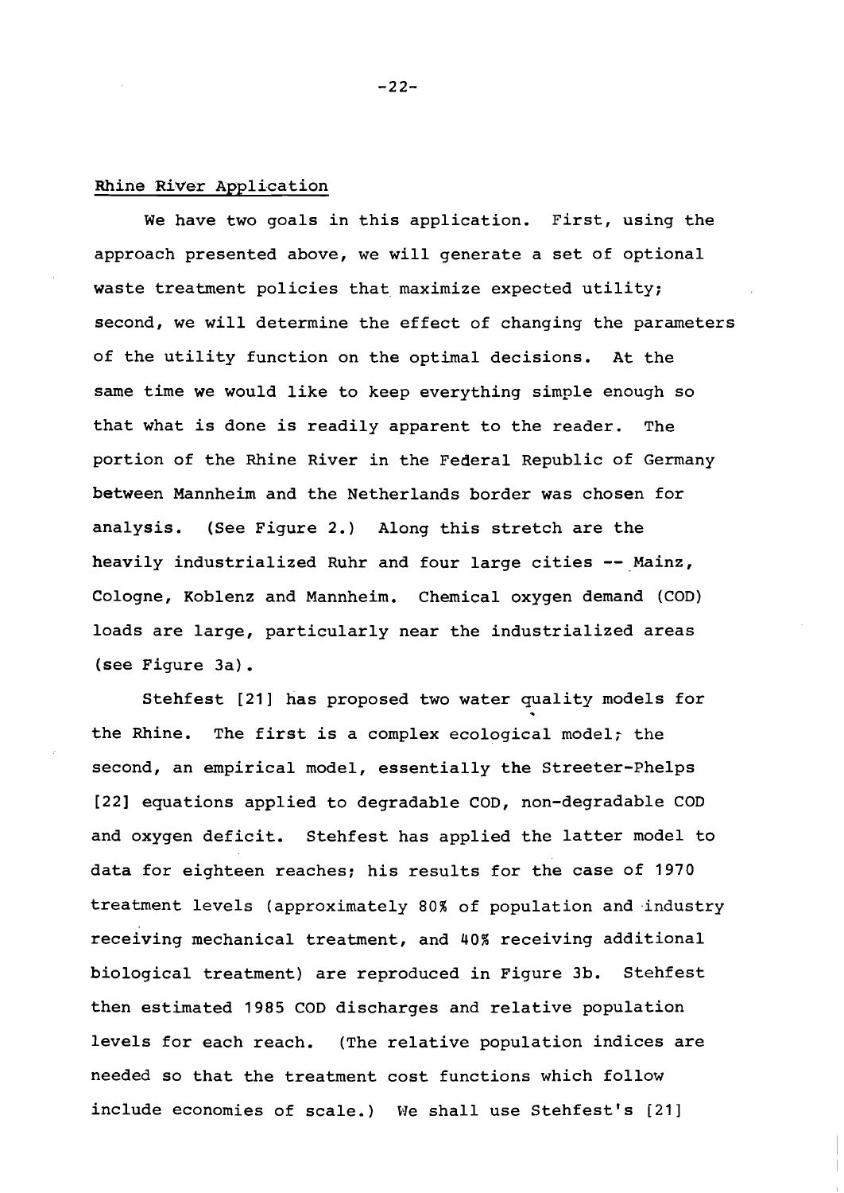## Rhine River Application

We have two goals in this application. First, using the approach presented above, we will generate a set of optional waste treatment policies that maximize expected utility; second, we will determine the effect of changing the parameters of the utility function on the optimal decisions. At the same time we would like to keep everything simple enough so that what is done is readily apparent to the reader. The portion of the Rhine River in the Federal Republic of Germany between Mannheim and the Netherlands border was chosen for analysis. (See Figure 2.) Along this stretch are the heavily industrialized Ruhr and four large cities -- Mainz, Cologne, Koblenz and Mannheim. Chemical oxygen demand (COD) loads are large, particularly near the industrialized areas (see Figure 3a).

Stehfest [21] has proposed two water quality models for the Rhine. The first is a complex ecological model; the second, an empirical model, essentially the Streeter-Phelps [22] equations applied to degradable COD, non-degradable COD and oxygen deficit. Stehfest has applied the latter model to data for eighteen reaches; his results for the case of 1970 treatment levels (approximately 80% of population and industry receiving mechanical treatment, and 40% receiving additional biological treatment) are reproduced in Figure 3b. Stehfest then estimated 1985 COD discharges and relative population levels for each reach. (The relative population indices are needed so that the treatment cost functions which follow include economies of scale.) We shall use Stehfest's [21]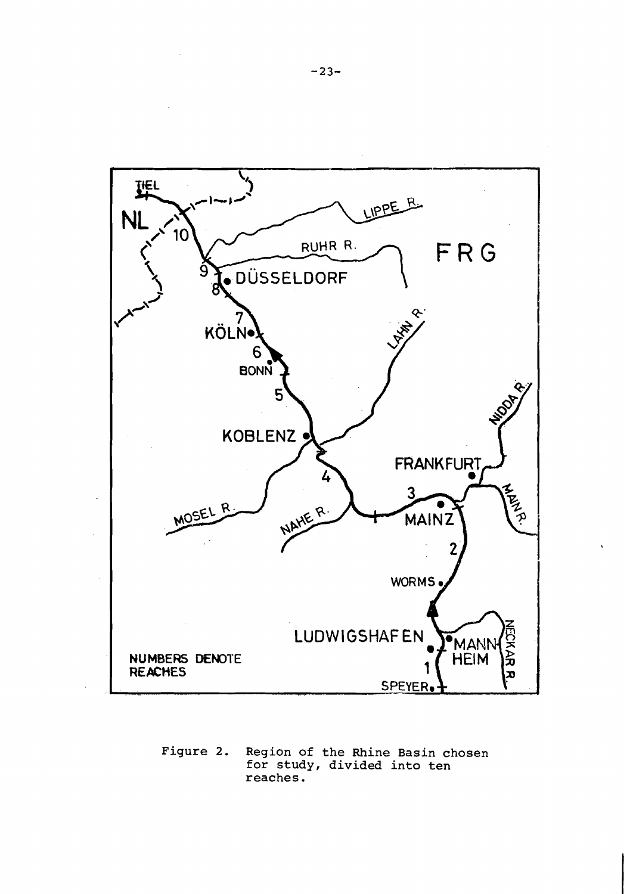Figure 2. Region of the Rhine Basin chosen for study, divided into ten reaches.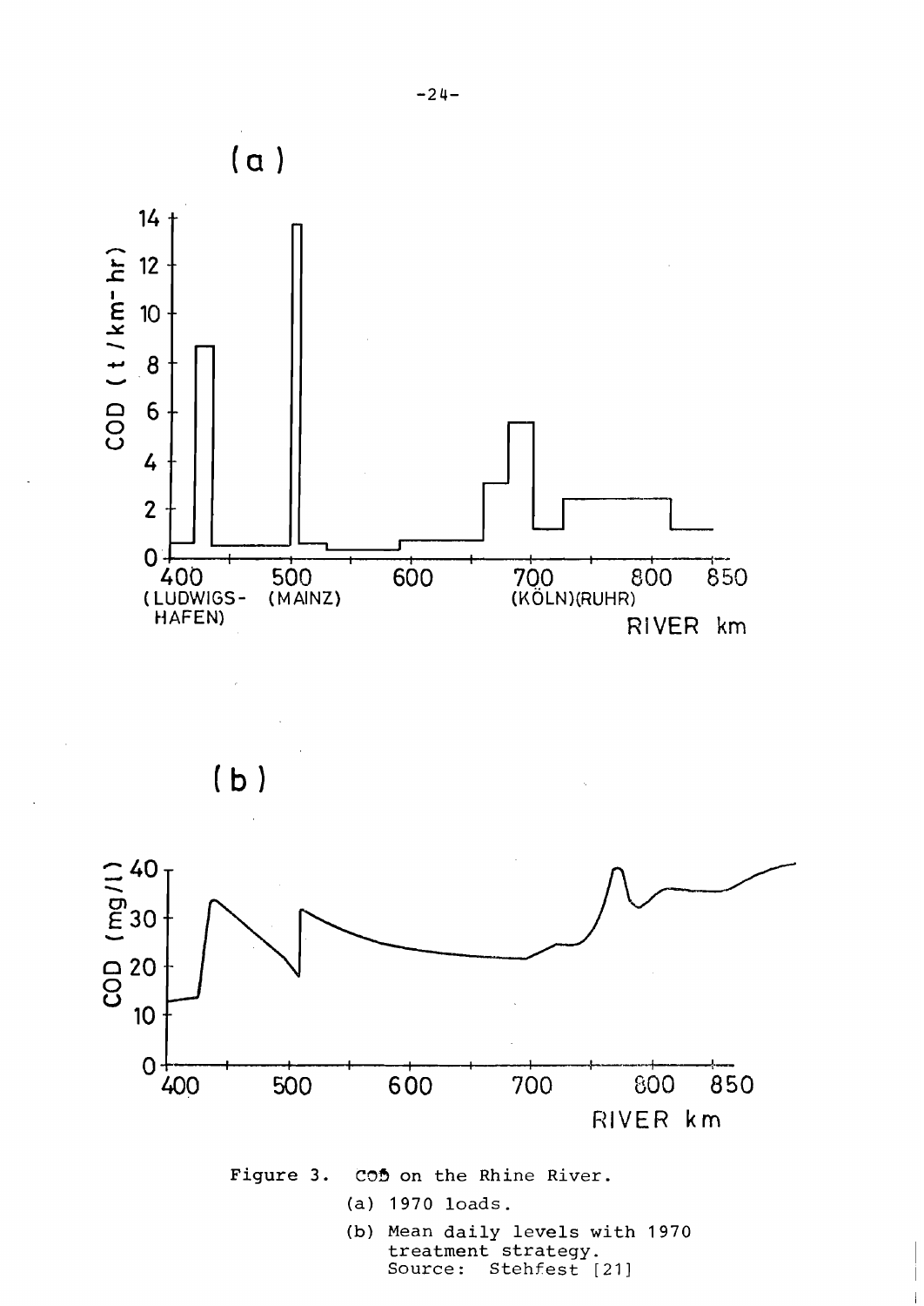Figure 3. COD on the Rhine River.

(a) 1970 loads.

(b) Mean daily levels with 1970 treatment strategy.
Source: Stehfest [21]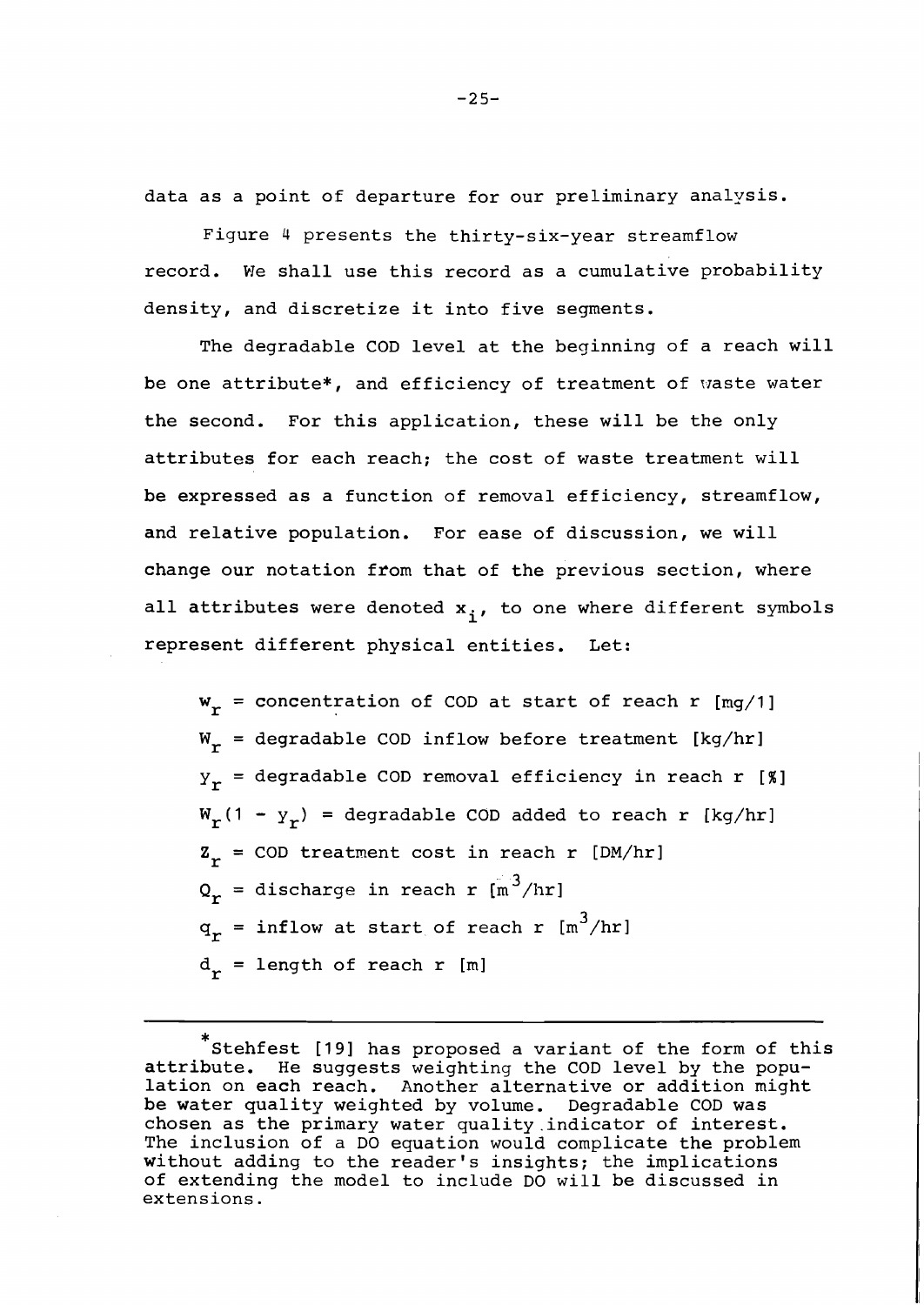data as a point of departure for our preliminary analysis.

Figure 4 presents the thirty-six-year streamflow record. We shall use this record as a cumulative probability density, and discretize it into five segments.

The degradable COD level at the beginning of a reach will be one attribute*, and efficiency of treatment of waste water the second. For this application, these will be the only attributes for each reach; the cost of waste treatment will be expressed as a function of removal efficiency, streamflow, and relative population. For ease of discussion, we will change our notation from that of the previous section, where all attributes were denoted $x_i$, to one where different symbols represent different physical entities. Let:

$w_r$ = concentration of COD at start of reach r [mg/l]

$W_r$ = degradable COD inflow before treatment [kg/hr]

$y_r$ = degradable COD removal efficiency in reach r [%]

$W_r(1 - y_r)$ = degradable COD added to reach r [kg/hr]

$z_r$ = COD treatment cost in reach r [DM/hr]

$Q_r$ = discharge in reach r [$m^3$/hr]

$q_r$ = inflow at start of reach r [$m^3$/hr]

$d_r$ = length of reach r [m]

---

*Stehfest [19] has proposed a variant of the form of this attribute. He suggests weighting the COD level by the population on each reach. Another alternative or addition might be water quality weighted by volume. Degradable COD was chosen as the primary water quality indicator of interest. The inclusion of a DO equation would complicate the problem without adding to the reader's insights; the implications of extending the model to include DO will be discussed in extensions.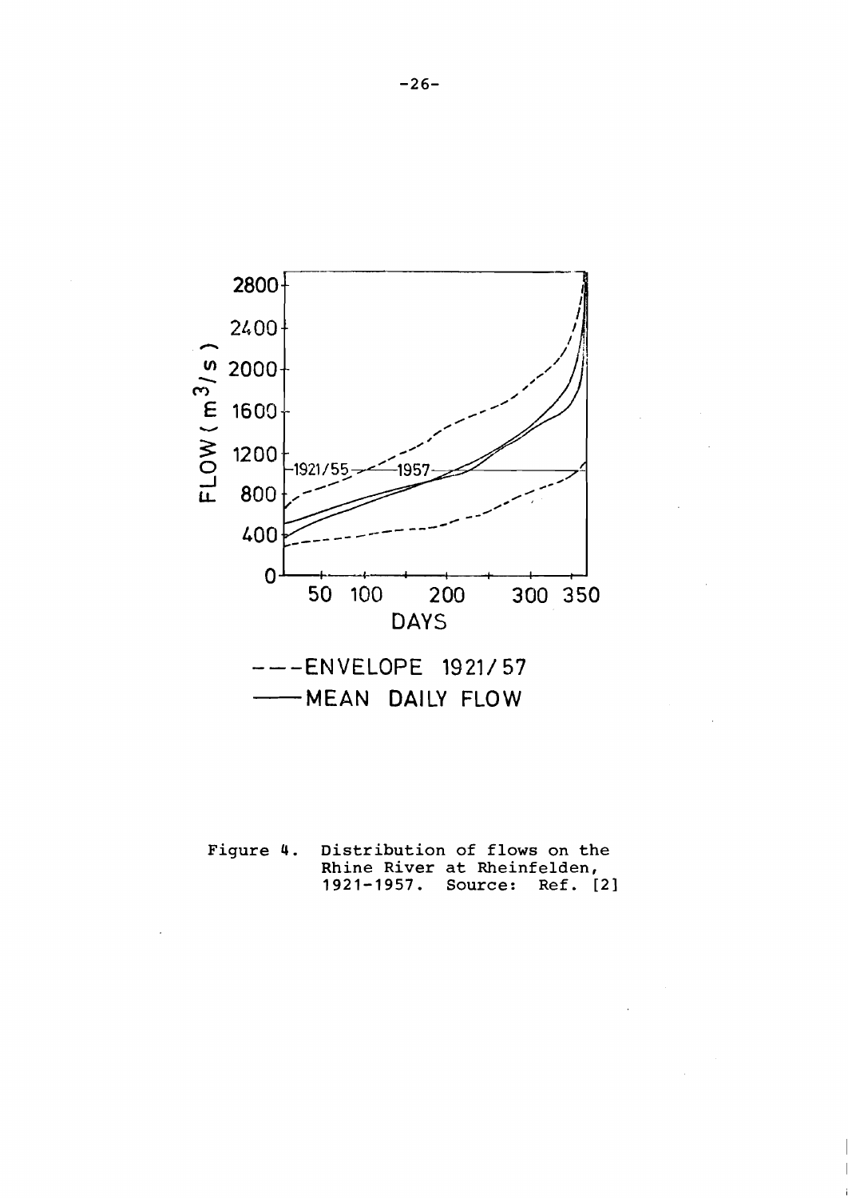Figure 4. Distribution of flows on the Rhine River at Rheinfelden, 1921-1957. Source: Ref. [2]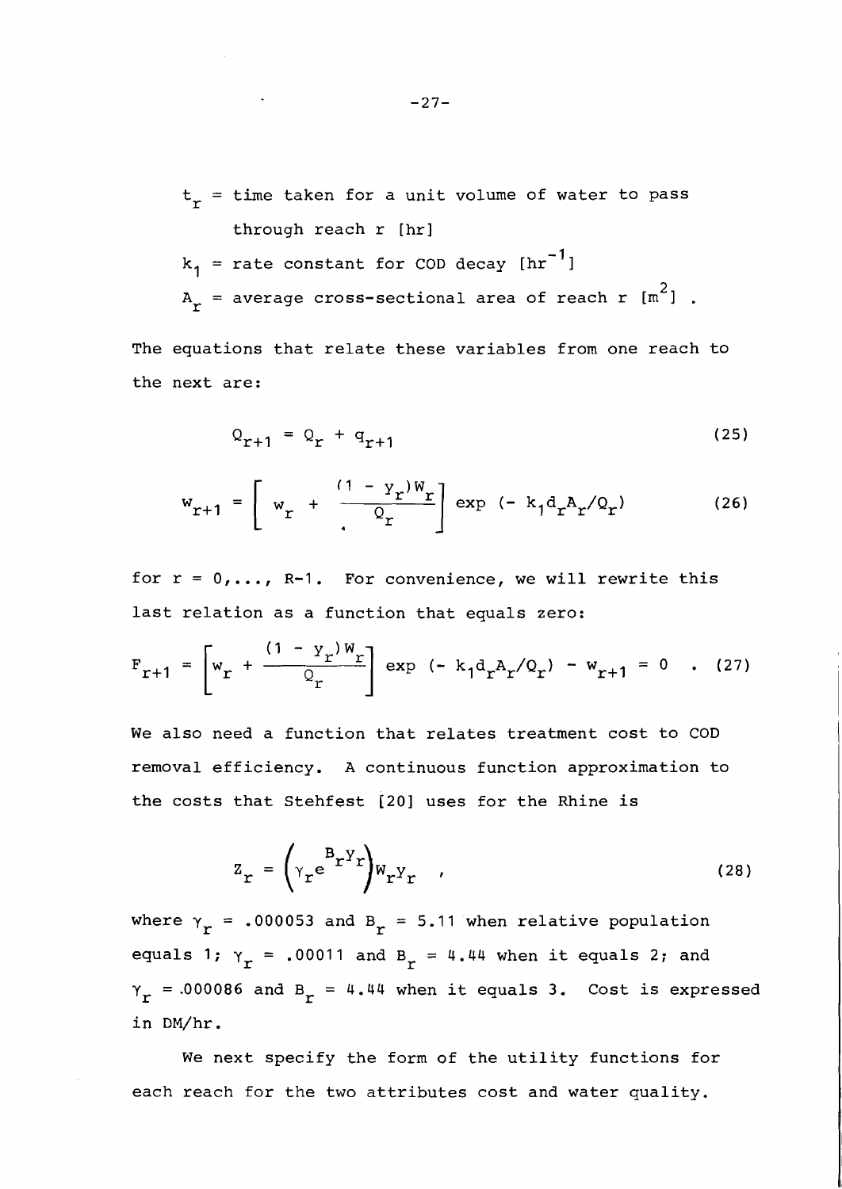$t_r$ = time taken for a unit volume of water to pass through reach r [hr]

$k_1$ = rate constant for COD decay [$hr^{-1}$]

$A_r$ = average cross-sectional area of reach r [$m^2$] .

The equations that relate these variables from one reach to the next are:

$$Q_{r+1} = Q_r + q_{r+1} \tag{25}$$

$$w_{r+1} = \left[ w_r + \frac{(1 - y_r)W_r}{Q_r} \right] \exp\left(- k_1 d_r A_r / Q_r\right) \tag{26}$$

for $r = 0, \ldots, R-1$. For convenience, we will rewrite this last relation as a function that equals zero:

$$F_{r+1} = \left[ w_r + \frac{(1 - y_r)W_r}{Q_r} \right] \exp\left(- k_1 d_r A_r / Q_r\right) - w_{r+1} = 0 \quad . \tag{27}$$

We also need a function that relates treatment cost to COD removal efficiency. A continuous function approximation to the costs that Stehfest [20] uses for the Rhine is

$$z_r = \left(\gamma_r e^{B_r y_r}\right) W_r y_r \quad , \tag{28}$$

where $\gamma_r = .000053$ and $B_r = 5.11$ when relative population equals 1; $\gamma_r = .00011$ and $B_r = 4.44$ when it equals 2; and $\gamma_r = .000086$ and $B_r = 4.44$ when it equals 3. Cost is expressed in DM/hr.

We next specify the form of the utility functions for each reach for the two attributes cost and water quality.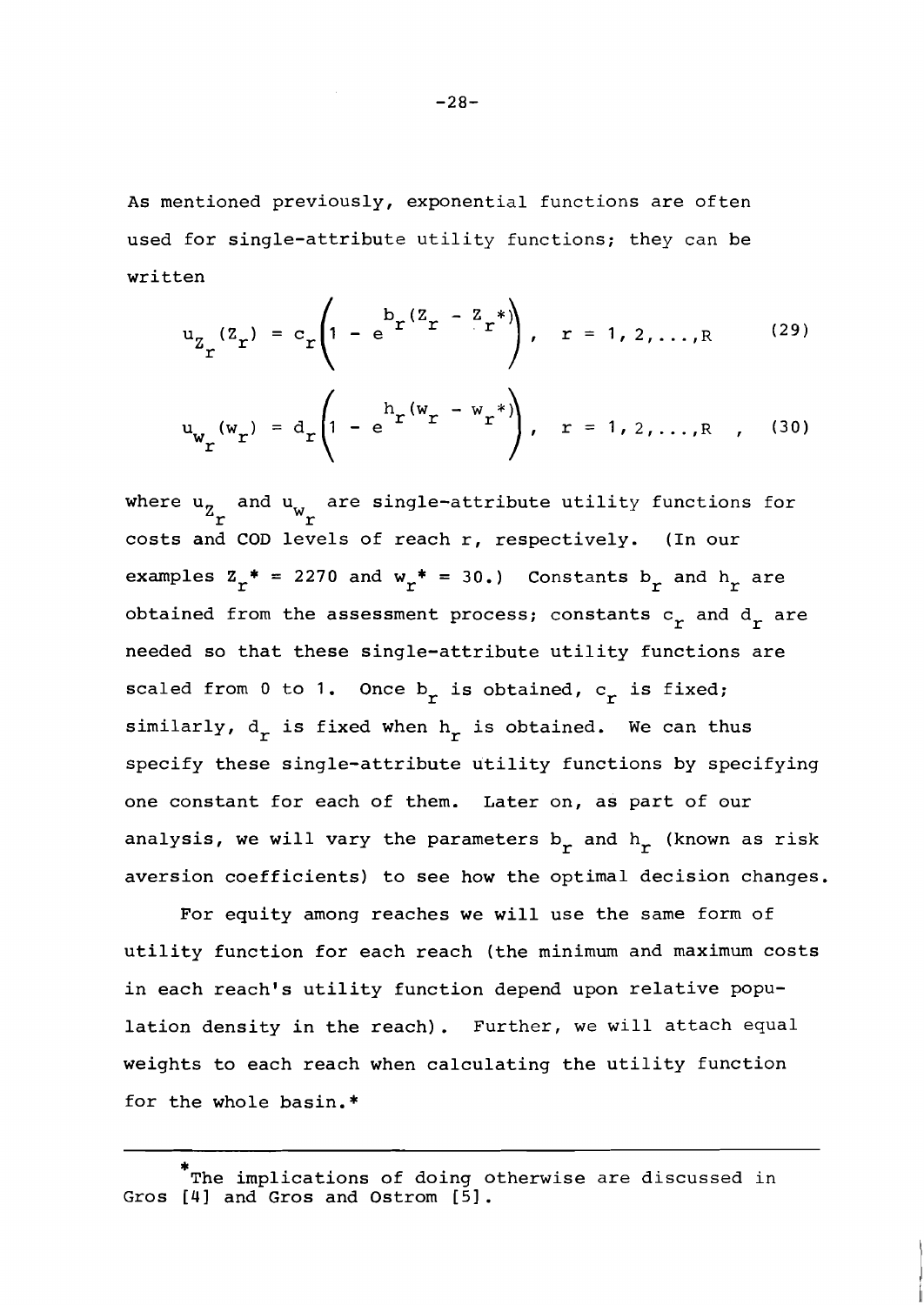As mentioned previously, exponential functions are often used for single-attribute utility functions; they can be written

$$u_{Z_r}(Z_r) = c_r\left(1 - e^{b_r(Z_r - Z_r^*)}\right), \quad r = 1, 2, \ldots, R \tag{29}$$

$$u_{w_r}(w_r) = d_r\left(1 - e^{h_r(w_r - w_r^*)}\right), \quad r = 1, 2, \ldots, R \quad , \tag{30}$$

where $u_{Z_r}$ and $u_{w_r}$ are single-attribute utility functions for costs and COD levels of reach r, respectively. (In our examples $Z_r^* = 2270$ and $w_r^* = 30$.) Constants $b_r$ and $h_r$ are obtained from the assessment process; constants $c_r$ and $d_r$ are needed so that these single-attribute utility functions are scaled from 0 to 1. Once $b_r$ is obtained, $c_r$ is fixed; similarly, $d_r$ is fixed when $h_r$ is obtained. We can thus specify these single-attribute utility functions by specifying one constant for each of them. Later on, as part of our analysis, we will vary the parameters $b_r$ and $h_r$ (known as risk aversion coefficients) to see how the optimal decision changes.

For equity among reaches we will use the same form of utility function for each reach (the minimum and maximum costs in each reach's utility function depend upon relative population density in the reach). Further, we will attach equal weights to each reach when calculating the utility function for the whole basin.*

---

*The implications of doing otherwise are discussed in Gros [4] and Gros and Ostrom [5].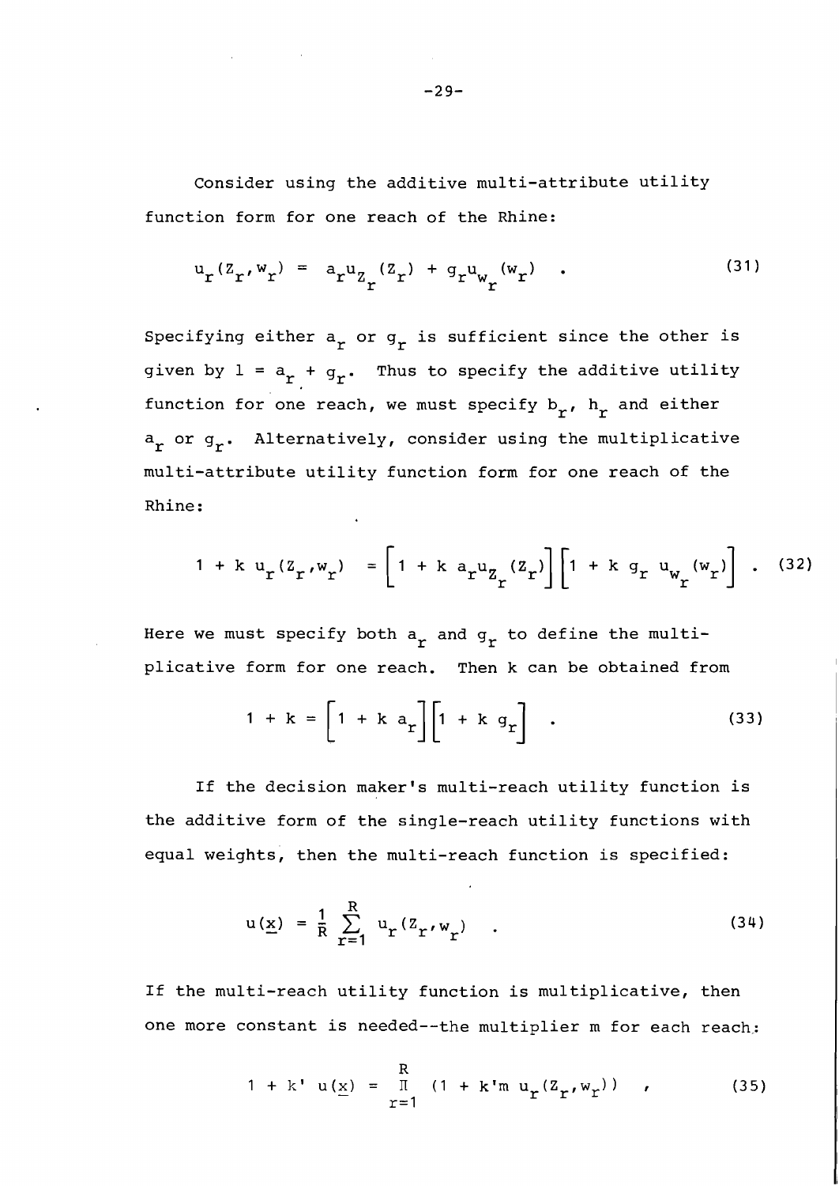Consider using the additive multi-attribute utility function form for one reach of the Rhine:

$$u_r(Z_r, w_r) = a_r u_{Z_r}(Z_r) + g_r u_{w_r}(w_r) \quad . \tag{31}$$

Specifying either $a_r$ or $g_r$ is sufficient since the other is given by $1 = a_r + g_r$. Thus to specify the additive utility function for one reach, we must specify $b_r$, $h_r$ and either $a_r$ or $g_r$. Alternatively, consider using the multiplicative multi-attribute utility function form for one reach of the Rhine:

$$1 + k\, u_r(Z_r, w_r) = \left[1 + k\, a_r u_{Z_r}(Z_r)\right]\left[1 + k\, g_r\, u_{w_r}(w_r)\right] \quad . \tag{32}$$

Here we must specify both $a_r$ and $g_r$ to define the multiplicative form for one reach. Then k can be obtained from

$$1 + k = \left[1 + k\, a_r\right]\left[1 + k\, g_r\right] \quad . \tag{33}$$

If the decision maker's multi-reach utility function is the additive form of the single-reach utility functions with equal weights, then the multi-reach function is specified:

$$u(\underline{x}) = \frac{1}{R} \sum_{r=1}^{R} u_r(Z_r, w_r) \quad . \tag{34}$$

If the multi-reach utility function is multiplicative, then one more constant is needed--the multiplier m for each reach:

$$1 + k'\, u(\underline{x}) = \prod_{r=1}^{R} \left(1 + k' m\, u_r(Z_r, w_r)\right) \quad , \tag{35}$$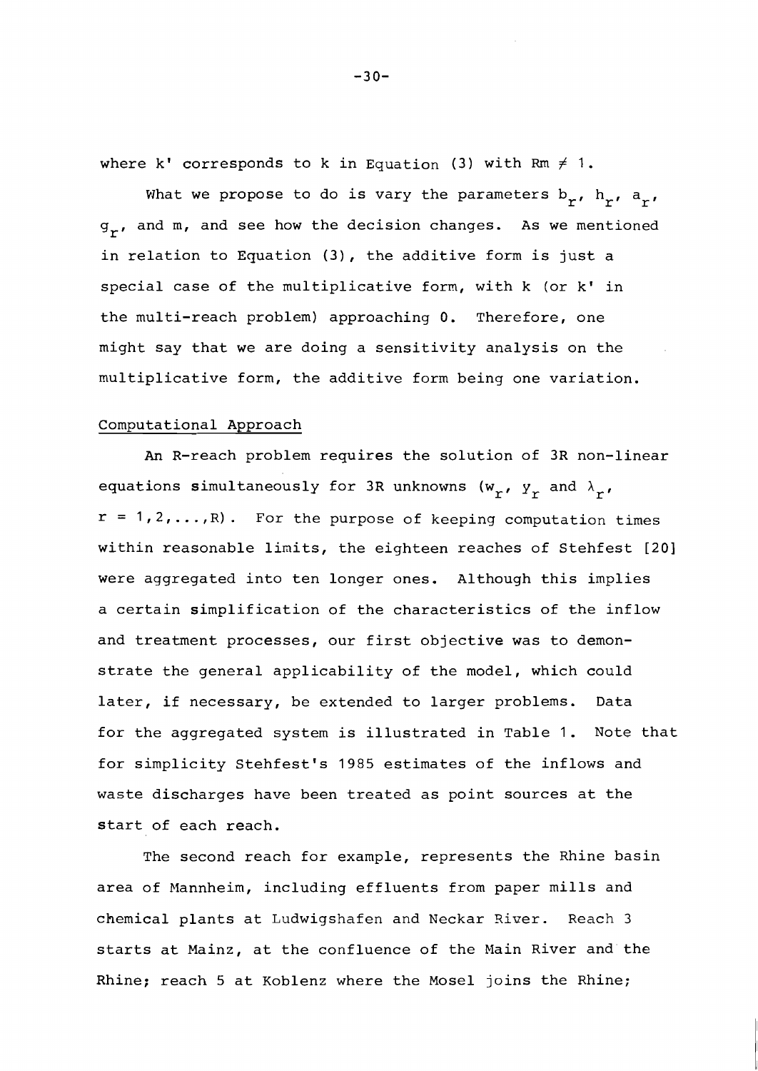where k' corresponds to k in Equation (3) with $Rm \neq 1$.

What we propose to do is vary the parameters $b_r$, $h_r$, $a_r$, $g_r$, and m, and see how the decision changes. As we mentioned in relation to Equation (3), the additive form is just a special case of the multiplicative form, with k (or k' in the multi-reach problem) approaching 0. Therefore, one might say that we are doing a sensitivity analysis on the multiplicative form, the additive form being one variation.

## Computational Approach

An R-reach problem requires the solution of 3R non-linear equations simultaneously for 3R unknowns ($w_r$, $y_r$ and $\lambda_r$, $r = 1,2,\ldots,R$). For the purpose of keeping computation times within reasonable limits, the eighteen reaches of Stehfest [20] were aggregated into ten longer ones. Although this implies a certain simplification of the characteristics of the inflow and treatment processes, our first objective was to demonstrate the general applicability of the model, which could later, if necessary, be extended to larger problems. Data for the aggregated system is illustrated in Table 1. Note that for simplicity Stehfest's 1985 estimates of the inflows and waste discharges have been treated as point sources at the start of each reach.

The second reach for example, represents the Rhine basin area of Mannheim, including effluents from paper mills and chemical plants at Ludwigshafen and Neckar River. Reach 3 starts at Mainz, at the confluence of the Main River and the Rhine; reach 5 at Koblenz where the Mosel joins the Rhine;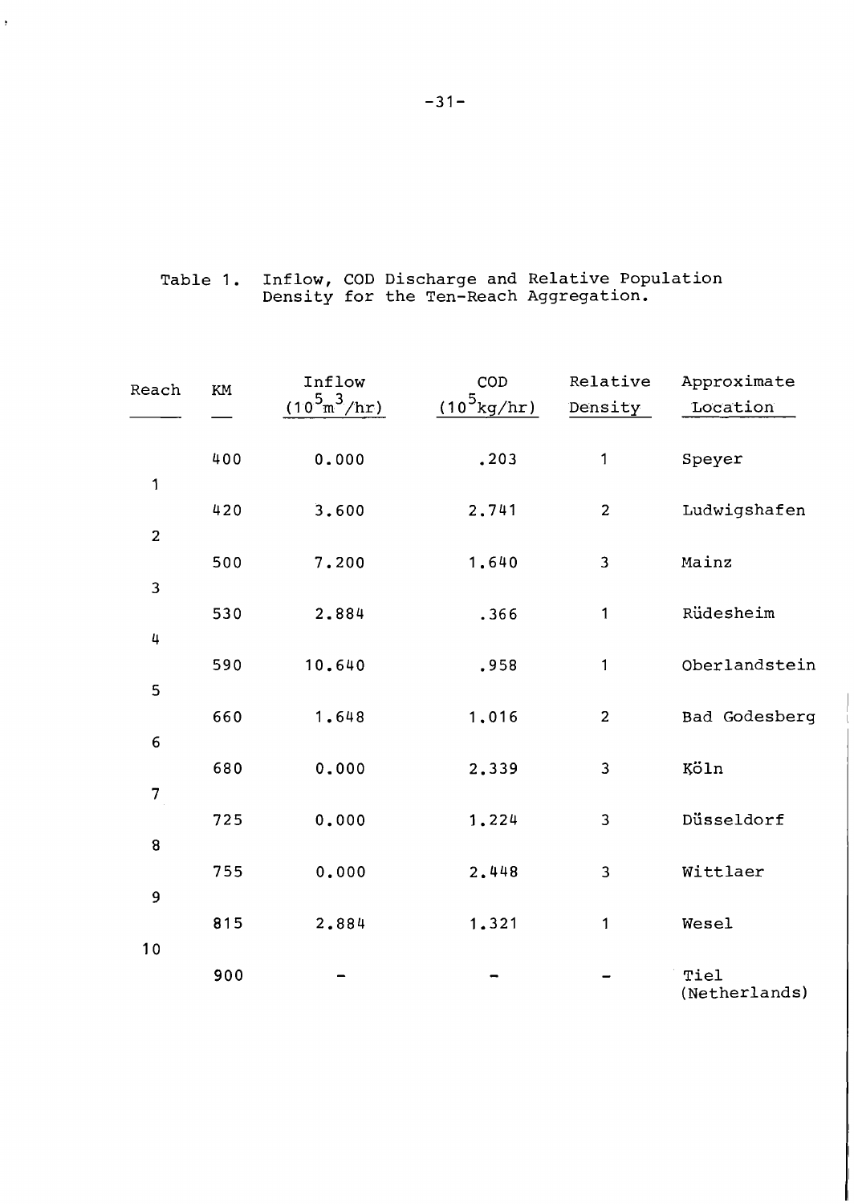Table 1. Inflow, COD Discharge and Relative Population Density for the Ten-Reach Aggregation.

| Reach | KM | Inflow ($10^5 m^3/hr$) | COD ($10^5 kg/hr$) | Relative Density | Approximate Location |
|---|---|---|---|---|---|
| | 400 | 0.000 | .203 | 1 | Speyer |
| 1 | | | | | |
| | 420 | 3.600 | 2.741 | 2 | Ludwigshafen |
| 2 | | | | | |
| | 500 | 7.200 | 1.640 | 3 | Mainz |
| 3 | | | | | |
| | 530 | 2.884 | .366 | 1 | Rüdesheim |
| 4 | | | | | |
| | 590 | 10.640 | .958 | 1 | Oberlandstein |
| 5 | | | | | |
| | 660 | 1.648 | 1.016 | 2 | Bad Godesberg |
| 6 | | | | | |
| | 680 | 0.000 | 2.339 | 3 | Köln |
| 7 | | | | | |
| | 725 | 0.000 | 1.224 | 3 | Düsseldorf |
| 8 | | | | | |
| | 755 | 0.000 | 2.448 | 3 | Wittlaer |
| 9 | | | | | |
| | 815 | 2.884 | 1.321 | 1 | Wesel |
| 10 | | | | | |
| | 900 | - | - | - | Tiel (Netherlands) |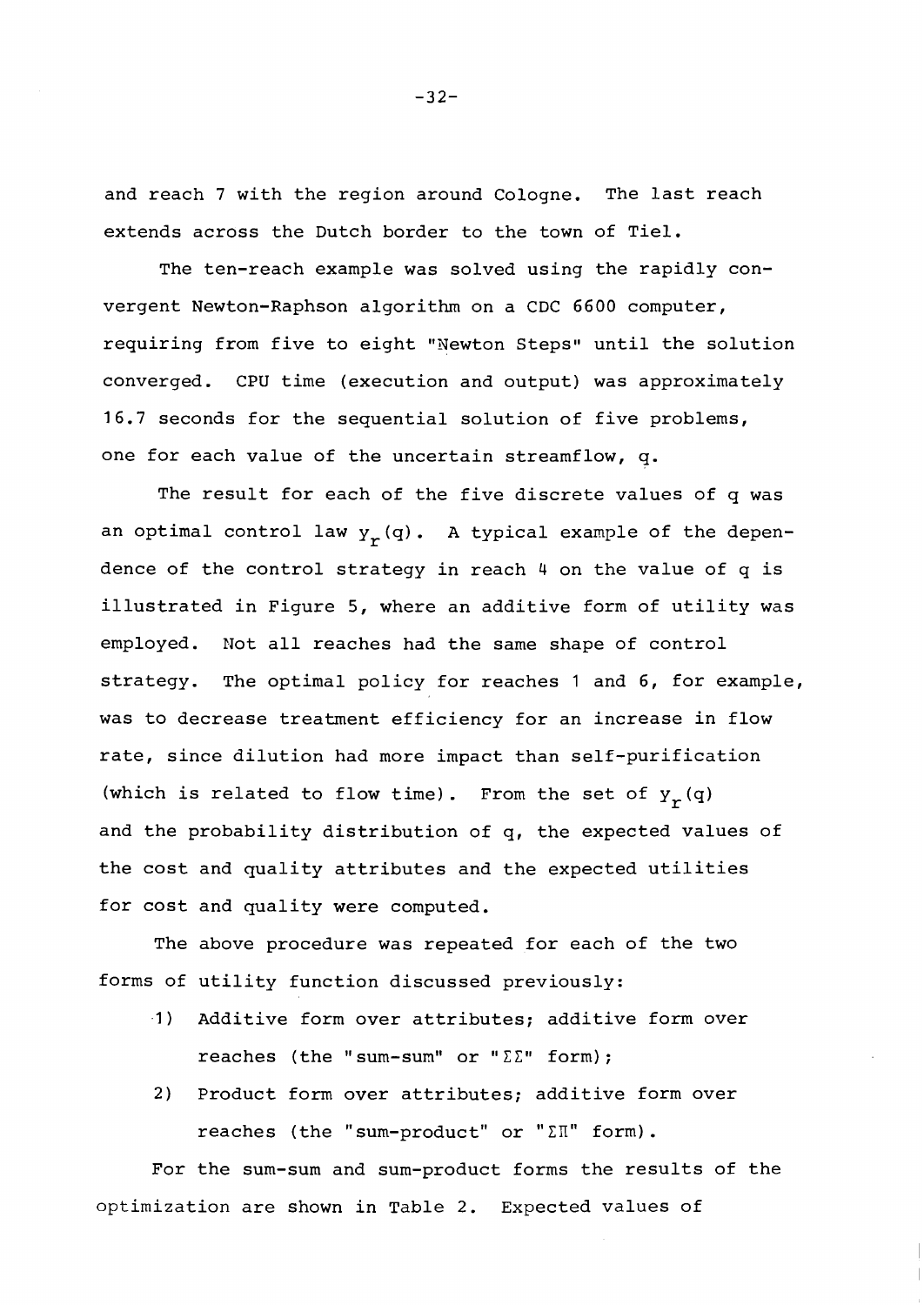and reach 7 with the region around Cologne. The last reach extends across the Dutch border to the town of Tiel.

The ten-reach example was solved using the rapidly convergent Newton-Raphson algorithm on a CDC 6600 computer, requiring from five to eight "Newton Steps" until the solution converged. CPU time (execution and output) was approximately 16.7 seconds for the sequential solution of five problems, one for each value of the uncertain streamflow, q.

The result for each of the five discrete values of q was an optimal control law $y_r(q)$. A typical example of the dependence of the control strategy in reach 4 on the value of q is illustrated in Figure 5, where an additive form of utility was employed. Not all reaches had the same shape of control strategy. The optimal policy for reaches 1 and 6, for example, was to decrease treatment efficiency for an increase in flow rate, since dilution had more impact than self-purification (which is related to flow time). From the set of $y_r(q)$ and the probability distribution of q, the expected values of the cost and quality attributes and the expected utilities for cost and quality were computed.

The above procedure was repeated for each of the two forms of utility function discussed previously:

1) Additive form over attributes; additive form over reaches (the "sum-sum" or "$\Sigma\Sigma$" form);
2) Product form over attributes; additive form over reaches (the "sum-product" or "$\Sigma\Pi$" form).

For the sum-sum and sum-product forms the results of the optimization are shown in Table 2. Expected values of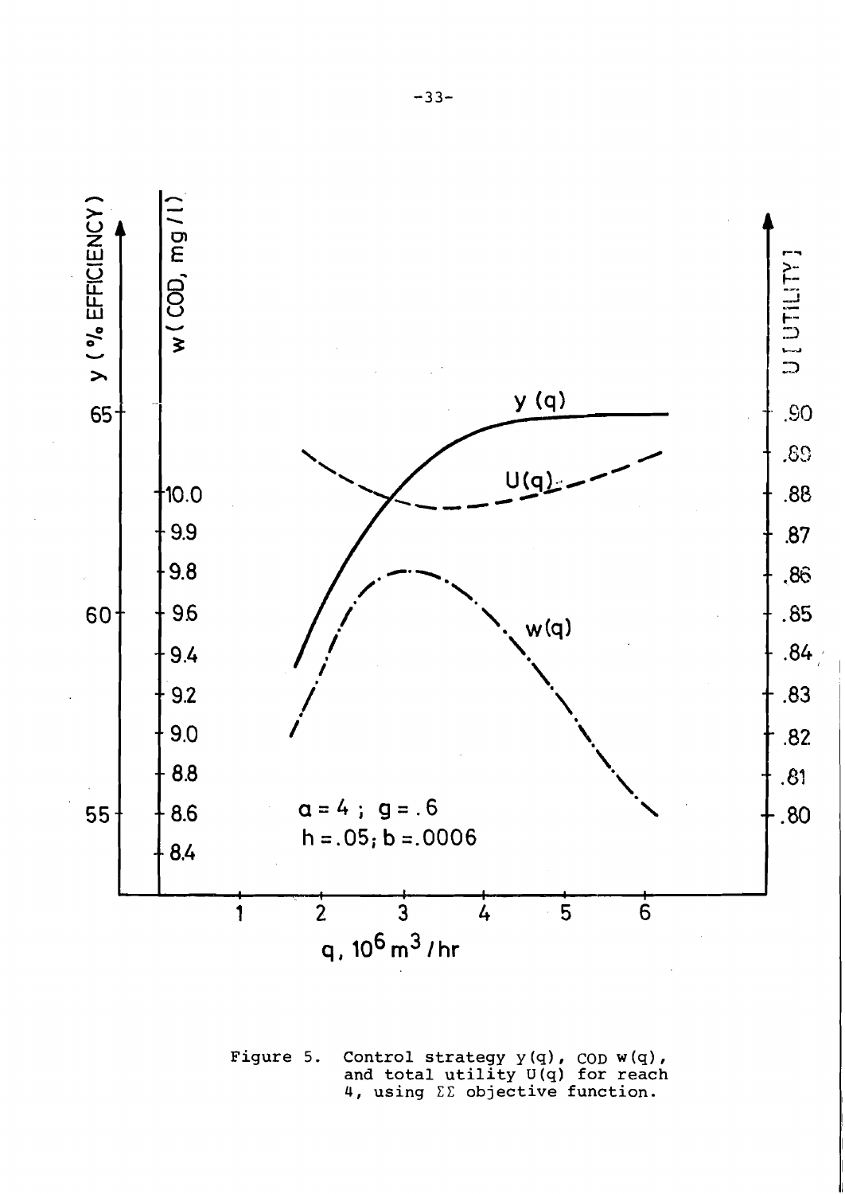Figure 5. Control strategy $y(q)$, COD $w(q)$, and total utility $U(q)$ for reach 4, using ΣΣ objective function.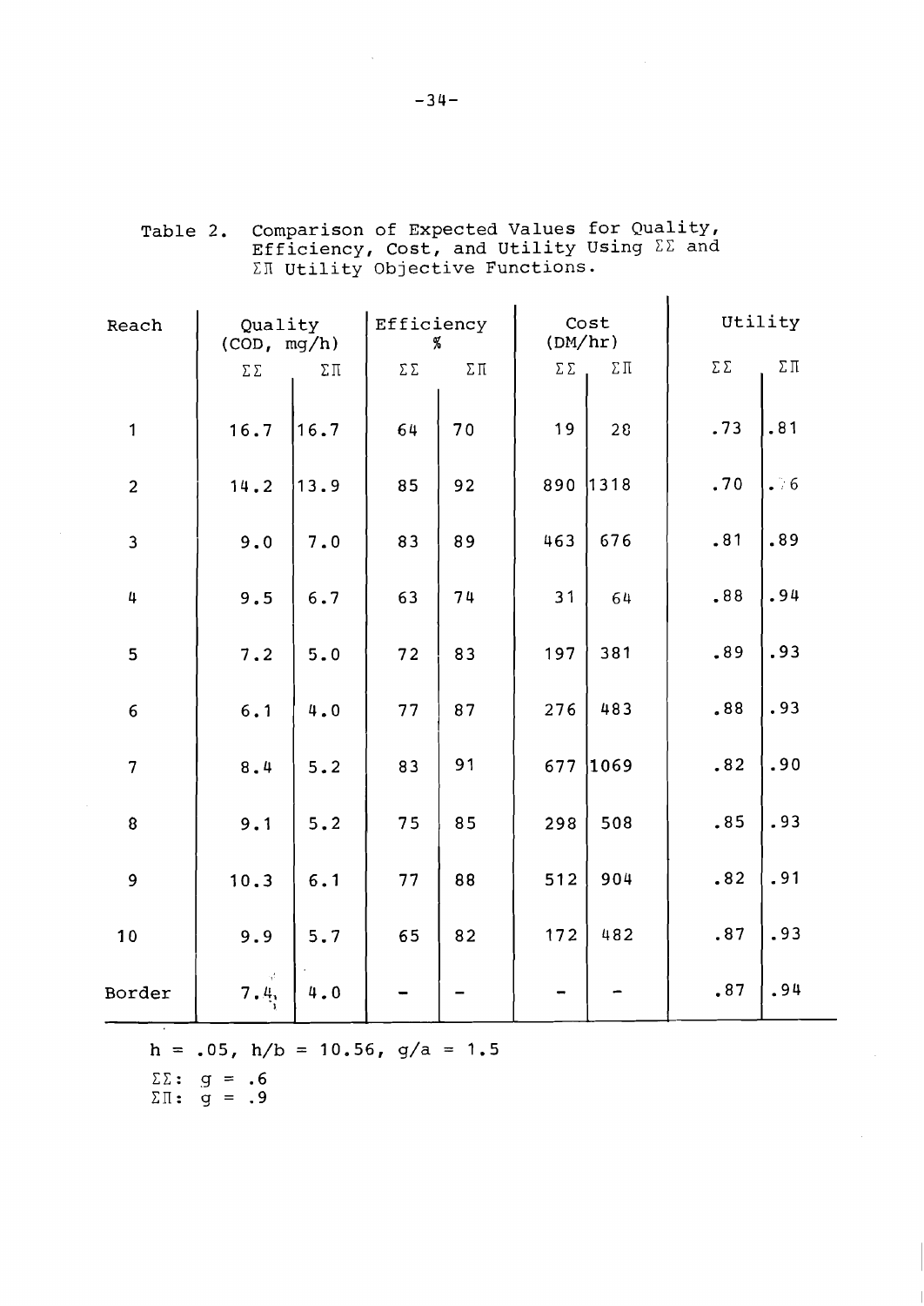Table 2. Comparison of Expected Values for Quality, Efficiency, Cost, and Utility Using $\Sigma\Sigma$ and $\Sigma\Pi$ Utility Objective Functions.

| Reach | Quality (COD, mg/h) | | Efficiency % | | Cost (DM/hr) | | Utility | |
|---|---|---|---|---|---|---|---|---|
| | $\Sigma\Sigma$ | $\Sigma\Pi$ | $\Sigma\Sigma$ | $\Sigma\Pi$ | $\Sigma\Sigma$ | $\Sigma\Pi$ | $\Sigma\Sigma$ | $\Sigma\Pi$ |
| 1 | 16.7 | 16.7 | 64 | 70 | 19 | 28 | .73 | .81 |
| 2 | 14.2 | 13.9 | 85 | 92 | 890 | 1318 | .70 | .76 |
| 3 | 9.0 | 7.0 | 83 | 89 | 463 | 676 | .81 | .89 |
| 4 | 9.5 | 6.7 | 63 | 74 | 31 | 64 | .88 | .94 |
| 5 | 7.2 | 5.0 | 72 | 83 | 197 | 381 | .89 | .93 |
| 6 | 6.1 | 4.0 | 77 | 87 | 276 | 483 | .88 | .93 |
| 7 | 8.4 | 5.2 | 83 | 91 | 677 | 1069 | .82 | .90 |
| 8 | 9.1 | 5.2 | 75 | 85 | 298 | 508 | .85 | .93 |
| 9 | 10.3 | 6.1 | 77 | 88 | 512 | 904 | .82 | .91 |
| 10 | 9.9 | 5.7 | 65 | 82 | 172 | 482 | .87 | .93 |
| Border | 7.4 | 4.0 | – | – | – | – | .87 | .94 |

$h = .05$, $h/b = 10.56$, $g/a = 1.5$

$\Sigma\Sigma$: $g = .6$

$\Sigma\Pi$: $g = .9$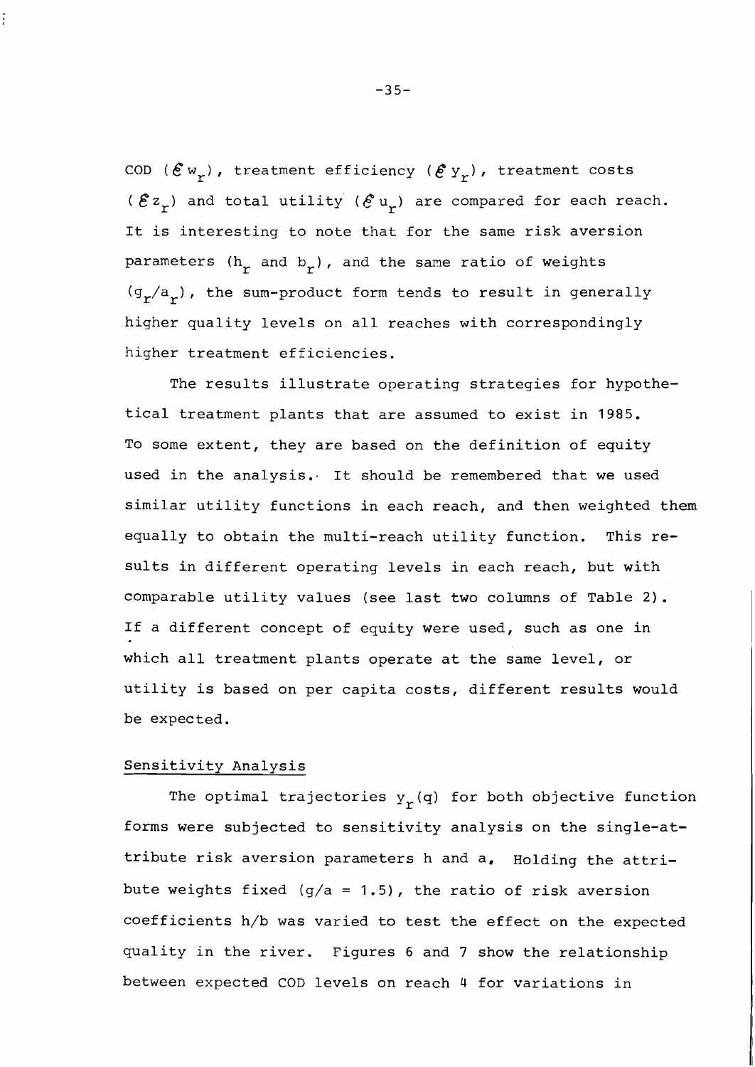COD ($\mathcal{E} w_r$), treatment efficiency ($\mathcal{E} y_r$), treatment costs ($\mathcal{E} z_r$) and total utility ($\mathcal{E} u_r$) are compared for each reach. It is interesting to note that for the same risk aversion parameters ($h_r$ and $b_r$), and the same ratio of weights ($g_r/a_r$), the sum-product form tends to result in generally higher quality levels on all reaches with correspondingly higher treatment efficiencies.

The results illustrate operating strategies for hypothetical treatment plants that are assumed to exist in 1985. To some extent, they are based on the definition of equity used in the analysis. It should be remembered that we used similar utility functions in each reach, and then weighted them equally to obtain the multi-reach utility function. This results in different operating levels in each reach, but with comparable utility values (see last two columns of Table 2). If a different concept of equity were used, such as one in which all treatment plants operate at the same level, or utility is based on per capita costs, different results would be expected.

## Sensitivity Analysis

The optimal trajectories $y_r(q)$ for both objective function forms were subjected to sensitivity analysis on the single-attribute risk aversion parameters h and a. Holding the attribute weights fixed ($g/a = 1.5$), the ratio of risk aversion coefficients h/b was varied to test the effect on the expected quality in the river. Figures 6 and 7 show the relationship between expected COD levels on reach 4 for variations in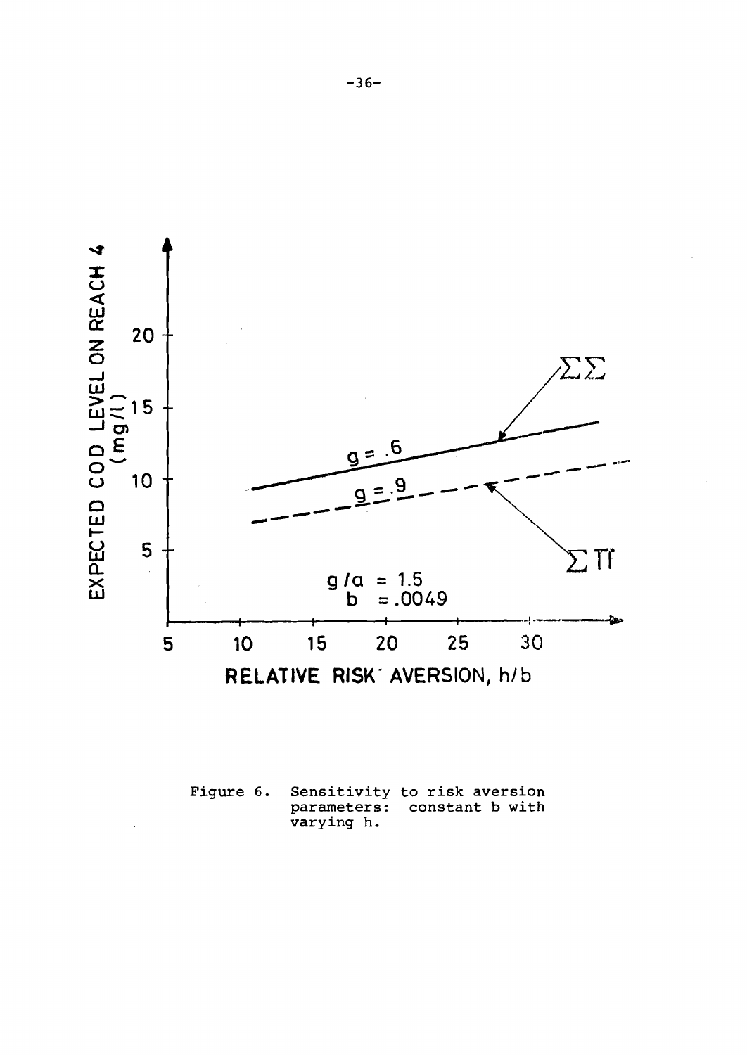Figure 6. Sensitivity to risk aversion parameters: constant b with varying h.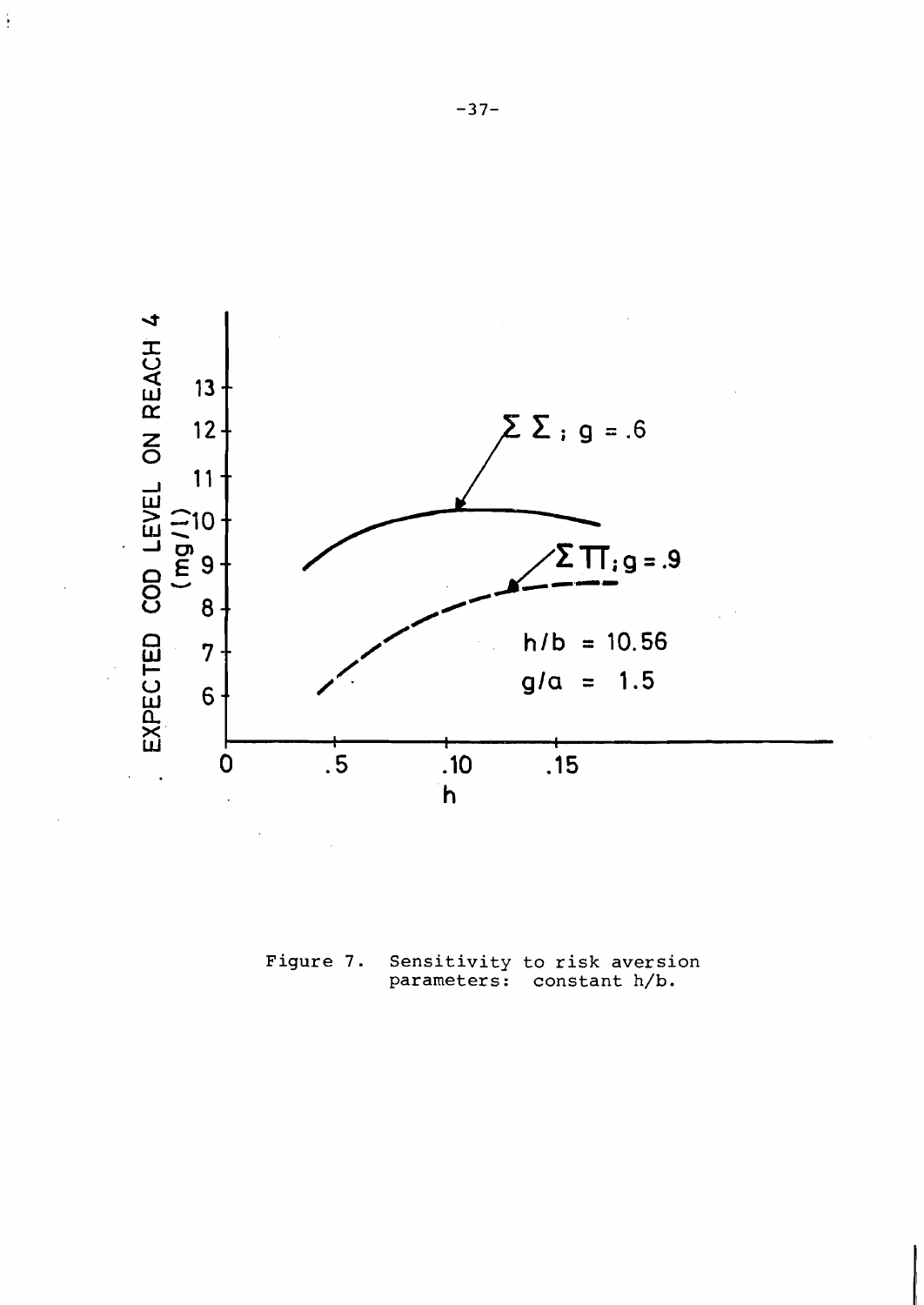Figure 7. Sensitivity to risk aversion parameters: constant h/b.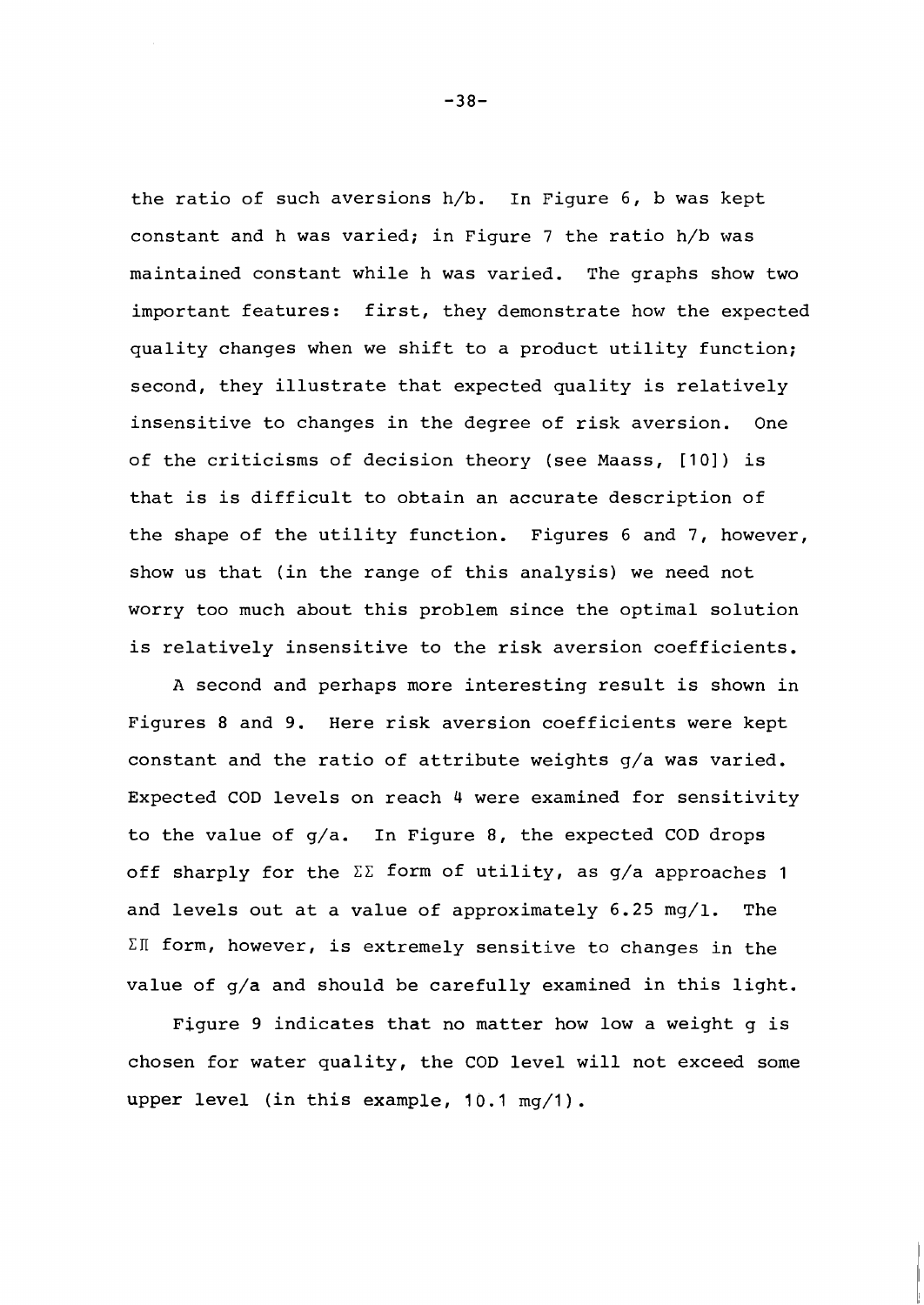the ratio of such aversions h/b. In Figure 6, b was kept constant and h was varied; in Figure 7 the ratio h/b was maintained constant while h was varied. The graphs show two important features: first, they demonstrate how the expected quality changes when we shift to a product utility function; second, they illustrate that expected quality is relatively insensitive to changes in the degree of risk aversion. One of the criticisms of decision theory (see Maass, [10]) is that is is difficult to obtain an accurate description of the shape of the utility function. Figures 6 and 7, however, show us that (in the range of this analysis) we need not worry too much about this problem since the optimal solution is relatively insensitive to the risk aversion coefficients.

A second and perhaps more interesting result is shown in Figures 8 and 9. Here risk aversion coefficients were kept constant and the ratio of attribute weights g/a was varied. Expected COD levels on reach 4 were examined for sensitivity to the value of g/a. In Figure 8, the expected COD drops off sharply for the $\Sigma\Sigma$ form of utility, as g/a approaches 1 and levels out at a value of approximately 6.25 mg/l. The $\Sigma\Pi$ form, however, is extremely sensitive to changes in the value of g/a and should be carefully examined in this light.

Figure 9 indicates that no matter how low a weight g is chosen for water quality, the COD level will not exceed some upper level (in this example, 10.1 mg/1).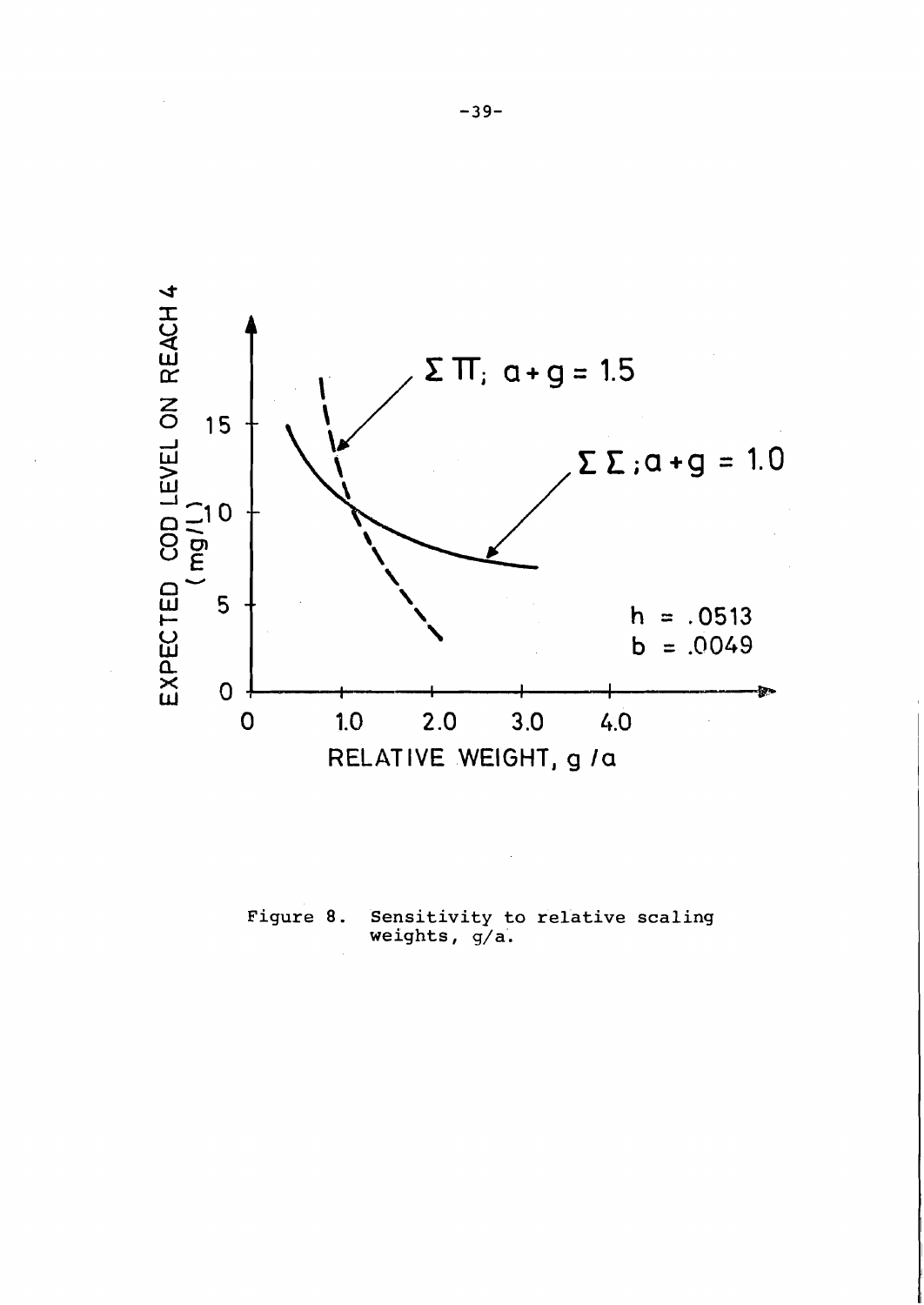Figure 8. Sensitivity to relative scaling weights, $g/a$.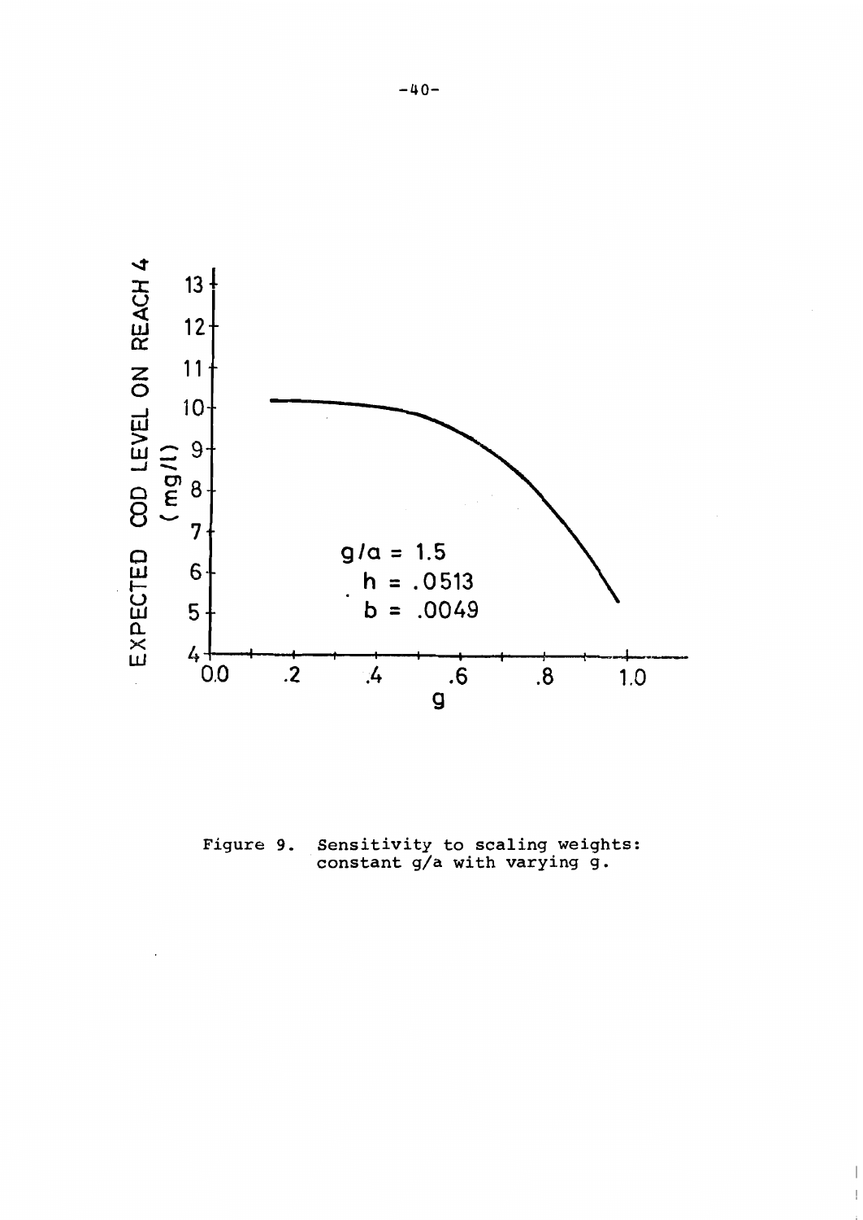Figure 9. Sensitivity to scaling weights: constant g/a with varying g.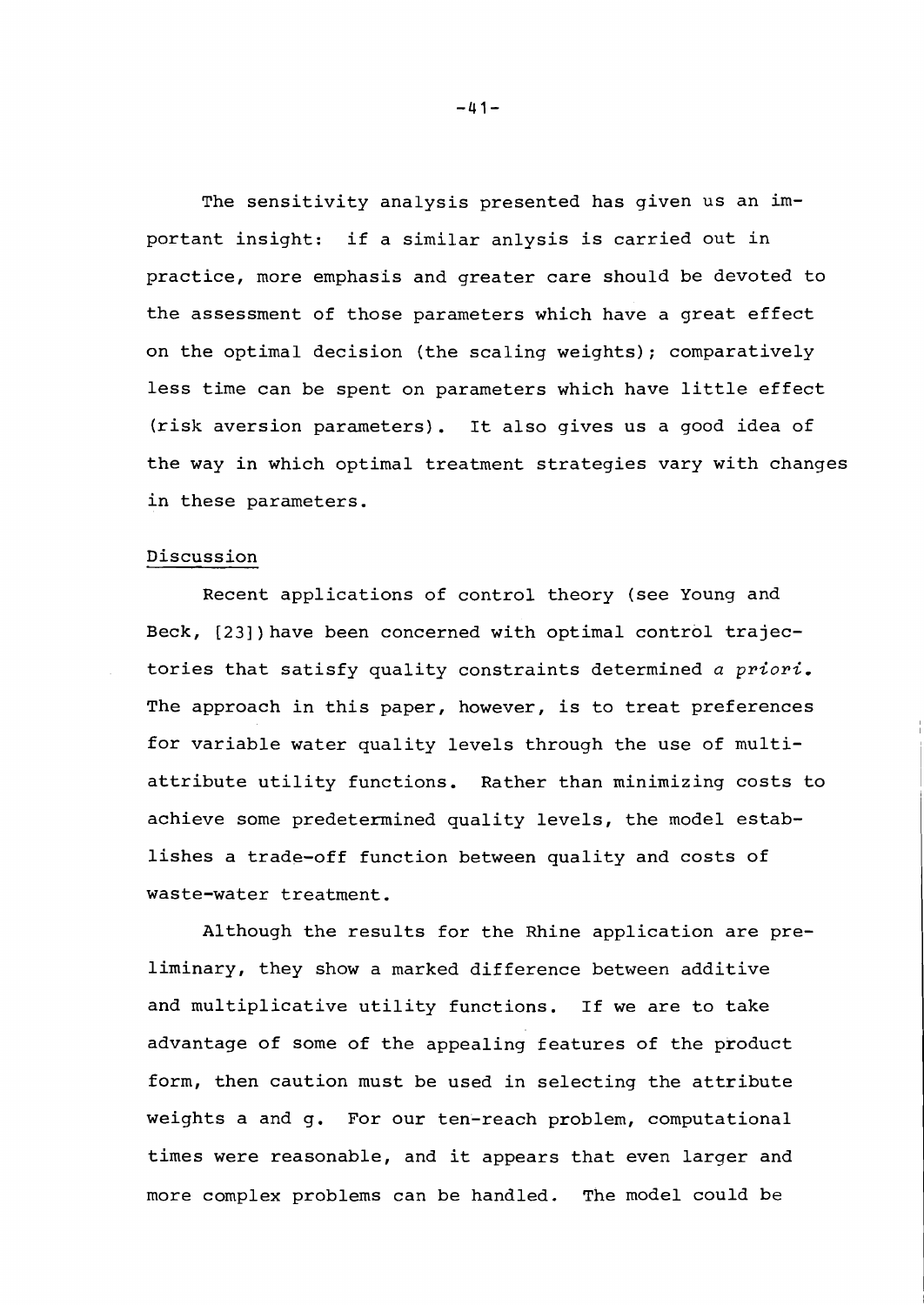The sensitivity analysis presented has given us an important insight: if a similar anlysis is carried out in practice, more emphasis and greater care should be devoted to the assessment of those parameters which have a great effect on the optimal decision (the scaling weights); comparatively less time can be spent on parameters which have little effect (risk aversion parameters). It also gives us a good idea of the way in which optimal treatment strategies vary with changes in these parameters.

## Discussion

Recent applications of control theory (see Young and Beck, [23]) have been concerned with optimal control trajectories that satisfy quality constraints determined *a priori*. The approach in this paper, however, is to treat preferences for variable water quality levels through the use of multi-attribute utility functions. Rather than minimizing costs to achieve some predetermined quality levels, the model establishes a trade-off function between quality and costs of waste-water treatment.

Although the results for the Rhine application are preliminary, they show a marked difference between additive and multiplicative utility functions. If we are to take advantage of some of the appealing features of the product form, then caution must be used in selecting the attribute weights a and g. For our ten-reach problem, computational times were reasonable, and it appears that even larger and more complex problems can be handled. The model could be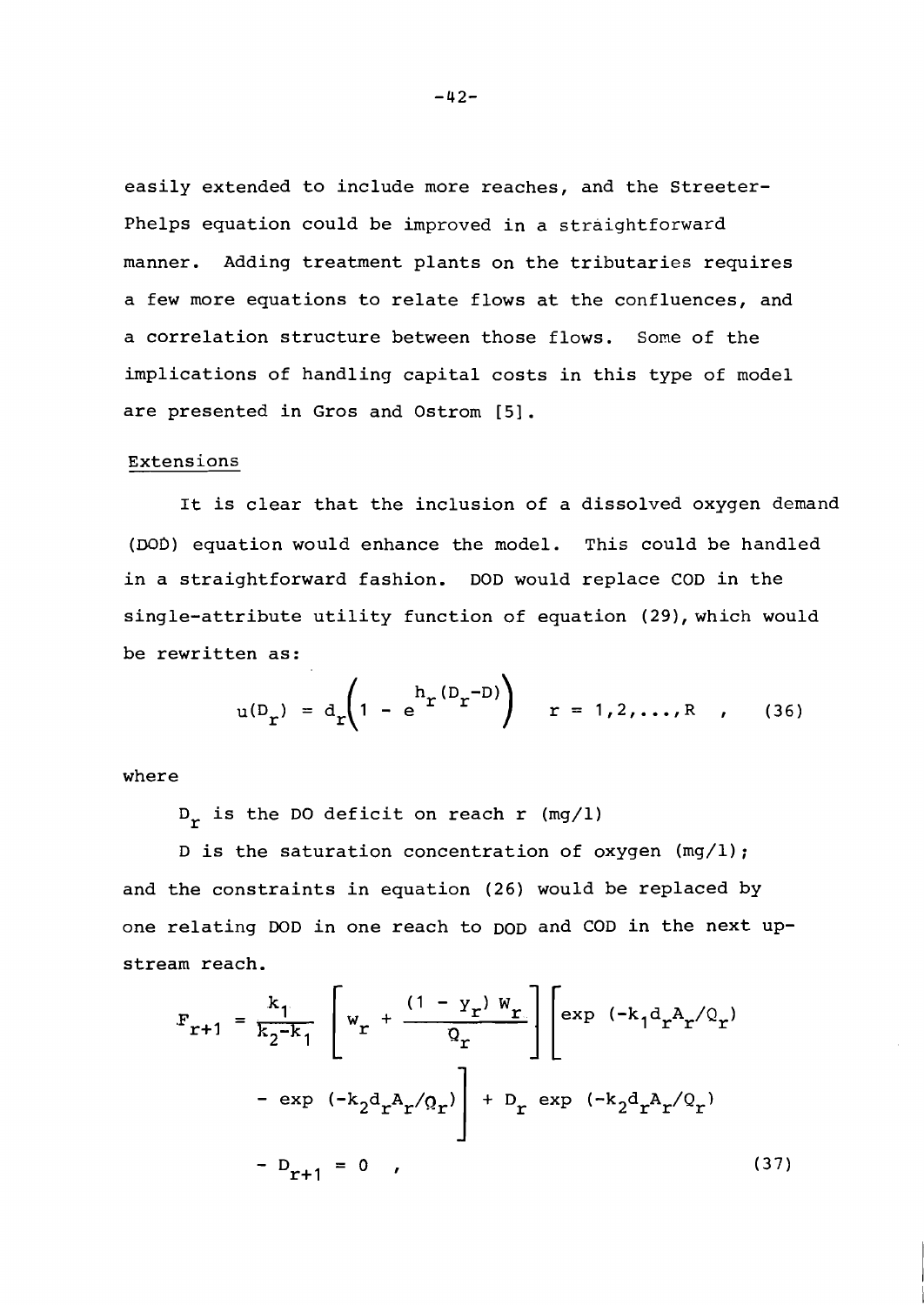easily extended to include more reaches, and the Streeter-Phelps equation could be improved in a straightforward manner. Adding treatment plants on the tributaries requires a few more equations to relate flows at the confluences, and a correlation structure between those flows. Some of the implications of handling capital costs in this type of model are presented in Gros and Ostrom [5].

## Extensions

It is clear that the inclusion of a dissolved oxygen demand (DOD) equation would enhance the model. This could be handled in a straightforward fashion. DOD would replace COD in the single-attribute utility function of equation (29), which would be rewritten as:

$$u(D_r) = d_r\left(1 - e^{h_r(D_r - D)}\right) \quad r = 1,2,\ldots,R \quad , \tag{36}$$

where

$D_r$ is the DO deficit on reach r (mg/l)

D is the saturation concentration of oxygen (mg/l);

and the constraints in equation (26) would be replaced by one relating DOD in one reach to DOD and COD in the next upstream reach.

$$F_{r+1} = \frac{k_1}{k_2 - k_1}\left[w_r + \frac{(1 - y_r)\,w_r}{Q_r}\right]\left[\exp\,(-k_1 d_r A_r/Q_r) - \exp\,(-k_2 d_r A_r/Q_r)\right] + D_r\,\exp\,(-k_2 d_r A_r/Q_r) - D_{r+1} = 0 \quad , \tag{37}$$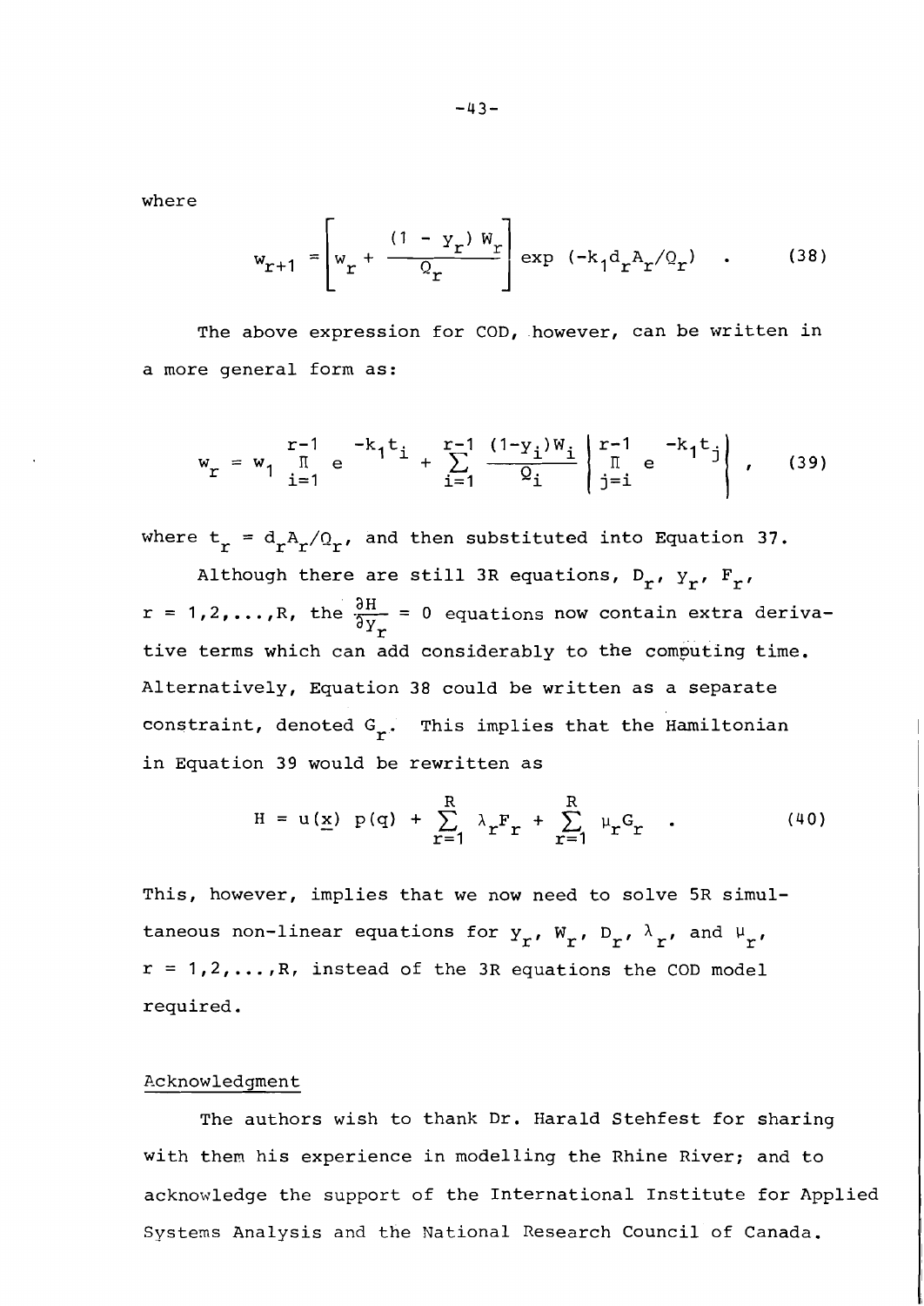where

$$w_{r+1} = \left[ w_r + \frac{(1 - y_r)\, W_r}{Q_r} \right] \exp\,(-k_1 d_r A_r / Q_r) \quad . \tag{38}$$

The above expression for COD, however, can be written in a more general form as:

$$w_r = w_1 \prod_{i=1}^{r-1} e^{-k_1 t_i} + \sum_{i=1}^{r-1} \frac{(1-y_i) W_i}{Q_i} \left| \prod_{j=i}^{r-1} e^{-k_1 t_j} \right| \quad , \tag{39}$$

where $t_r = d_r A_r / Q_r$, and then substituted into Equation 37.

Although there are still 3R equations, $D_r$, $y_r$, $F_r$, $r = 1,2,\ldots,R$, the $\frac{\partial H}{\partial y_r} = 0$ equations now contain extra derivative terms which can add considerably to the computing time. Alternatively, Equation 38 could be written as a separate constraint, denoted $G_r$. This implies that the Hamiltonian in Equation 39 would be rewritten as

$$H = u(\underline{x})\; p(q) + \sum_{r=1}^{R} \lambda_r F_r + \sum_{r=1}^{R} \mu_r G_r \quad . \tag{40}$$

This, however, implies that we now need to solve 5R simultaneous non-linear equations for $y_r$, $W_r$, $D_r$, $\lambda_r$, and $\mu_r$, $r = 1,2,\ldots,R$, instead of the 3R equations the COD model required.

## Acknowledgment

The authors wish to thank Dr. Harald Stehfest for sharing with them his experience in modelling the Rhine River; and to acknowledge the support of the International Institute for Applied Systems Analysis and the National Research Council of Canada.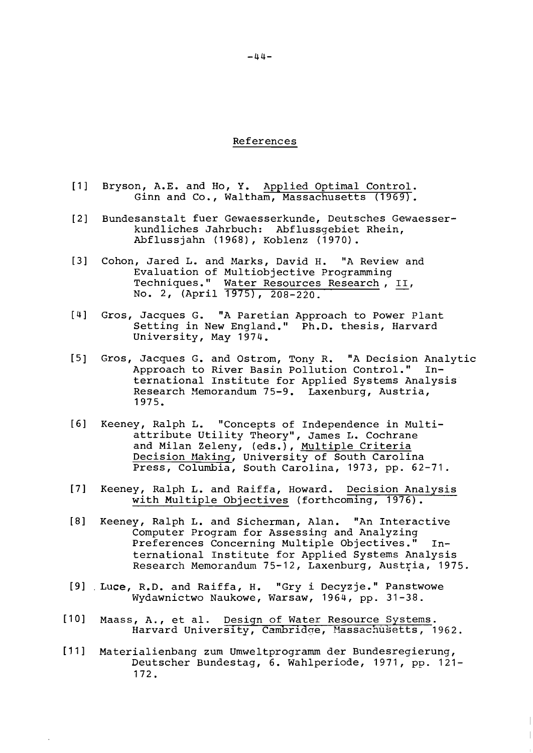## References

[1] Bryson, A.E. and Ho, Y. Applied Optimal Control. Ginn and Co., Waltham, Massachusetts (1969).

[2] Bundesanstalt fuer Gewaesserkunde, Deutsches Gewaesserkundliches Jahrbuch: Abflussgebiet Rhein, Abflussjahn (1968), Koblenz (1970).

[3] Cohon, Jared L. and Marks, David H. "A Review and Evaluation of Multiobjective Programming Techniques." Water Resources Research, II, No. 2, (April 1975), 208-220.

[4] Gros, Jacques G. "A Paretian Approach to Power Plant Setting in New England." Ph.D. thesis, Harvard University, May 1974.

[5] Gros, Jacques G. and Ostrom, Tony R. "A Decision Analytic Approach to River Basin Pollution Control." International Institute for Applied Systems Analysis Research Memorandum 75-9. Laxenburg, Austria, 1975.

[6] Keeney, Ralph L. "Concepts of Independence in Multiattribute Utility Theory", James L. Cochrane and Milan Zeleny, (eds.), Multiple Criteria Decision Making, University of South Carolina Press, Columbia, South Carolina, 1973, pp. 62-71.

[7] Keeney, Ralph L. and Raiffa, Howard. Decision Analysis with Multiple Objectives (forthcoming, 1976).

[8] Keeney, Ralph L. and Sicherman, Alan. "An Interactive Computer Program for Assessing and Analyzing Preferences Concerning Multiple Objectives." International Institute for Applied Systems Analysis Research Memorandum 75-12, Laxenburg, Austria, 1975.

[9] Luce, R.D. and Raiffa, H. "Gry i Decyzje." Panstwowe Wydawnictwo Naukowe, Warsaw, 1964, pp. 31-38.

[10] Maass, A., et al. Design of Water Resource Systems. Harvard University, Cambridge, Massachusetts, 1962.

[11] Materialienbang zum Umweltprogramm der Bundesregierung, Deutscher Bundestag, 6. Wahlperiode, 1971, pp. 121-172.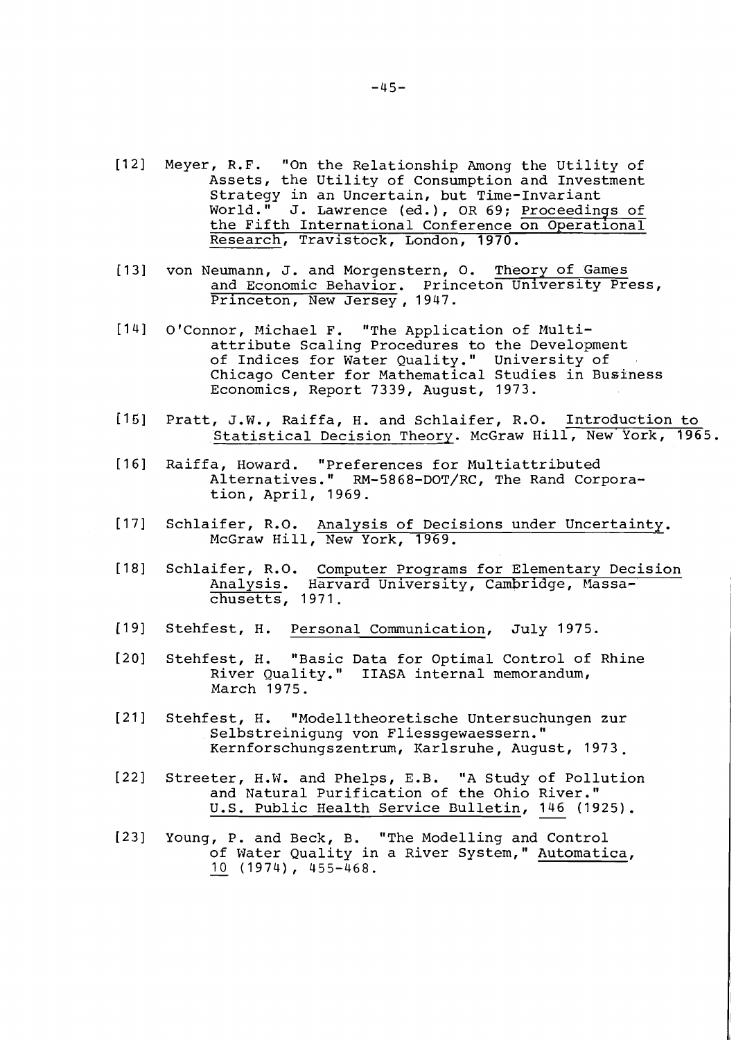[12] Meyer, R.F. "On the Relationship Among the Utility of Assets, the Utility of Consumption and Investment Strategy in an Uncertain, but Time-Invariant World." J. Lawrence (ed.), OR 69; Proceedings of the Fifth International Conference on Operational Research, Travistock, London, 1970.

[13] von Neumann, J. and Morgenstern, O. Theory of Games and Economic Behavior. Princeton University Press, Princeton, New Jersey, 1947.

[14] O'Connor, Michael F. "The Application of Multiattribute Scaling Procedures to the Development of Indices for Water Quality." University of Chicago Center for Mathematical Studies in Business Economics, Report 7339, August, 1973.

[15] Pratt, J.W., Raiffa, H. and Schlaifer, R.O. Introduction to Statistical Decision Theory. McGraw Hill, New York, 1965.

[16] Raiffa, Howard. "Preferences for Multiattributed Alternatives." RM-5868-DOT/RC, The Rand Corporation, April, 1969.

[17] Schlaifer, R.O. Analysis of Decisions under Uncertainty. McGraw Hill, New York, 1969.

[18] Schlaifer, R.O. Computer Programs for Elementary Decision Analysis. Harvard University, Cambridge, Massachusetts, 1971.

[19] Stehfest, H. Personal Communication, July 1975.

[20] Stehfest, H. "Basic Data for Optimal Control of Rhine River Quality." IIASA internal memorandum, March 1975.

[21] Stehfest, H. "Modelltheoretische Untersuchungen zur Selbstreinigung von Fliessgewaessern." Kernforschungszentrum, Karlsruhe, August, 1973.

[22] Streeter, H.W. and Phelps, E.B. "A Study of Pollution and Natural Purification of the Ohio River." U.S. Public Health Service Bulletin, 146 (1925).

[23] Young, P. and Beck, B. "The Modelling and Control of Water Quality in a River System," Automatica, 10 (1974), 455-468.